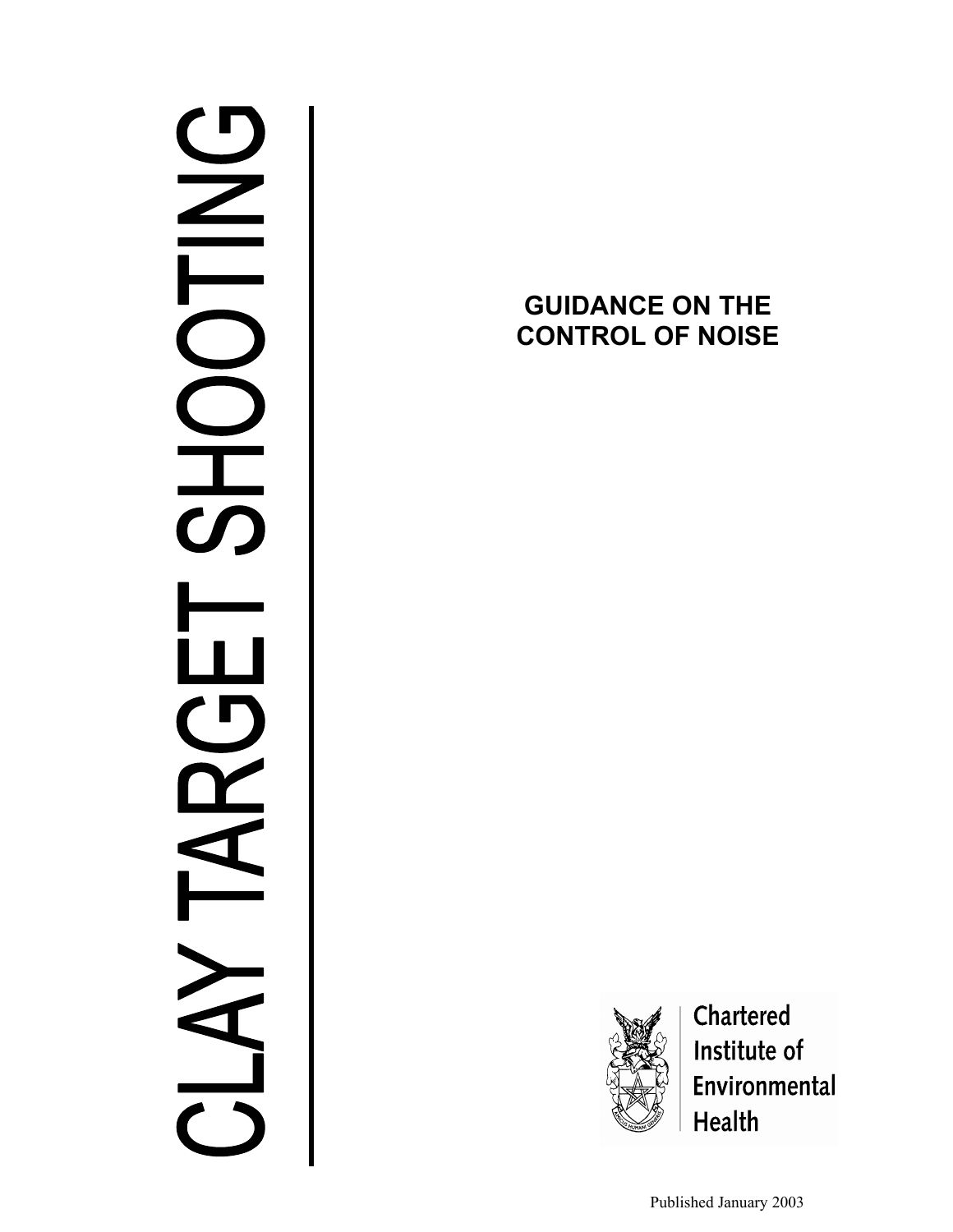# CLAY TARGET SHOOTING

## GUIDANCE ON THE CONTROL OF NOISE

Chartered Institute of Environmental Health

Published January 2003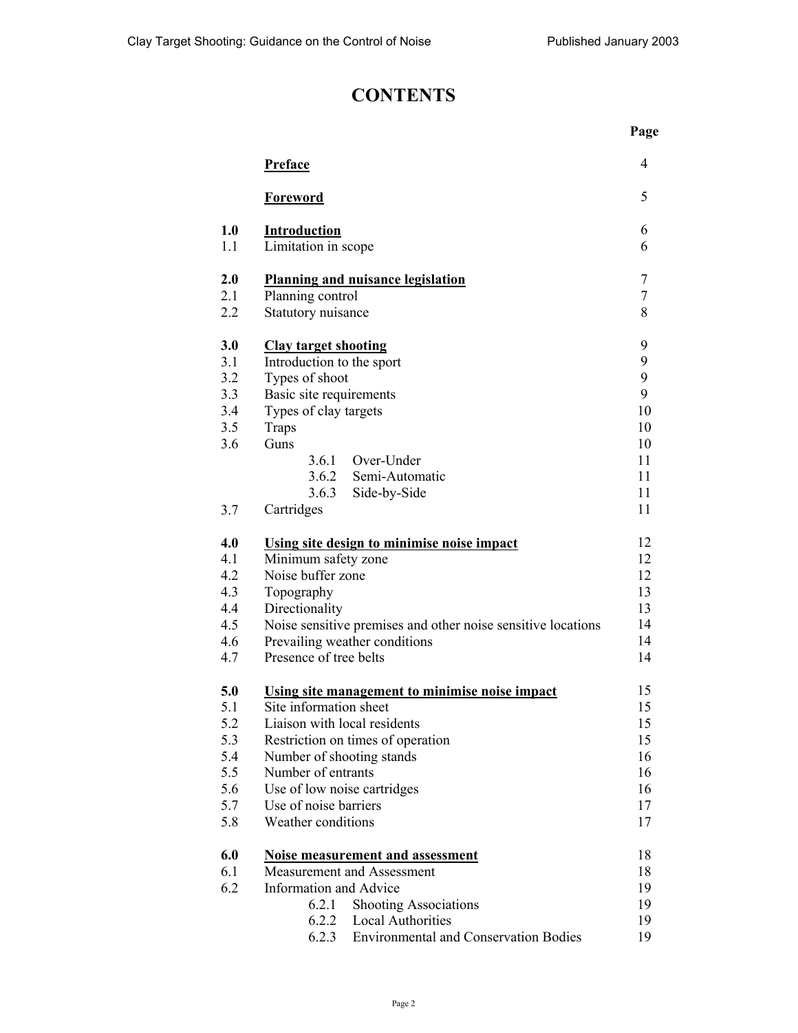# CONTENTS

| | | Page |
|---|---|---|
| | **Preface** | 4 |
| | **Foreword** | 5 |
| **1.0** | **Introduction** | 6 |
| 1.1 | Limitation in scope | 6 |
| **2.0** | **Planning and nuisance legislation** | 7 |
| 2.1 | Planning control | 7 |
| 2.2 | Statutory nuisance | 8 |
| **3.0** | **Clay target shooting** | 9 |
| 3.1 | Introduction to the sport | 9 |
| 3.2 | Types of shoot | 9 |
| 3.3 | Basic site requirements | 9 |
| 3.4 | Types of clay targets | 10 |
| 3.5 | Traps | 10 |
| 3.6 | Guns | 10 |
| | 3.6.1 Over-Under | 11 |
| | 3.6.2 Semi-Automatic | 11 |
| | 3.6.3 Side-by-Side | 11 |
| 3.7 | Cartridges | 11 |
| **4.0** | **Using site design to minimise noise impact** | 12 |
| 4.1 | Minimum safety zone | 12 |
| 4.2 | Noise buffer zone | 12 |
| 4.3 | Topography | 13 |
| 4.4 | Directionality | 13 |
| 4.5 | Noise sensitive premises and other noise sensitive locations | 14 |
| 4.6 | Prevailing weather conditions | 14 |
| 4.7 | Presence of tree belts | 14 |
| **5.0** | **Using site management to minimise noise impact** | 15 |
| 5.1 | Site information sheet | 15 |
| 5.2 | Liaison with local residents | 15 |
| 5.3 | Restriction on times of operation | 15 |
| 5.4 | Number of shooting stands | 16 |
| 5.5 | Number of entrants | 16 |
| 5.6 | Use of low noise cartridges | 16 |
| 5.7 | Use of noise barriers | 17 |
| 5.8 | Weather conditions | 17 |
| **6.0** | **Noise measurement and assessment** | 18 |
| 6.1 | Measurement and Assessment | 18 |
| 6.2 | Information and Advice | 19 |
| | 6.2.1 Shooting Associations | 19 |
| | 6.2.2 Local Authorities | 19 |
| | 6.2.3 Environmental and Conservation Bodies | 19 |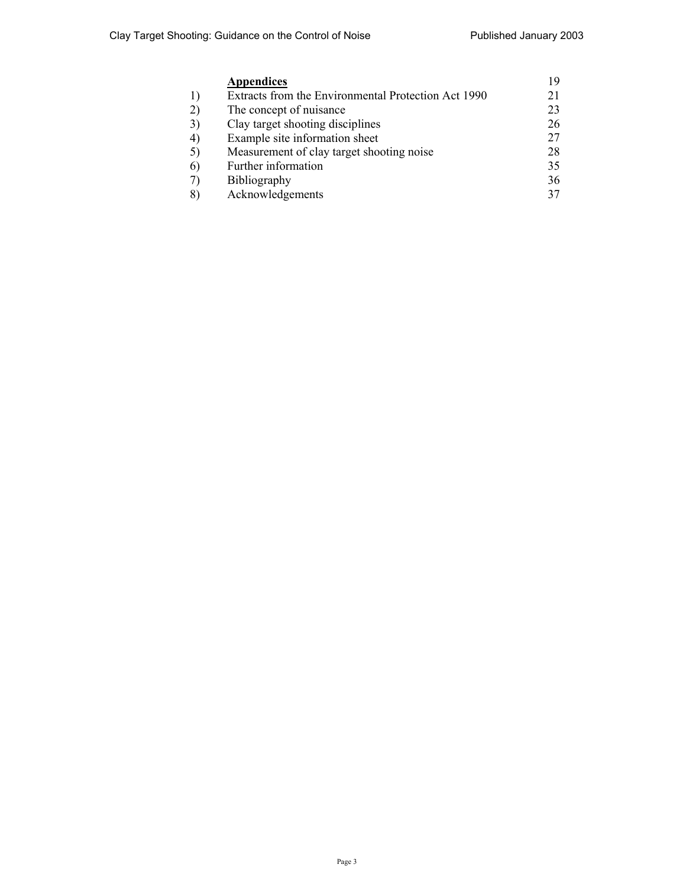| | **Appendices** | 19 |
|---|---|---|
| 1) | Extracts from the Environmental Protection Act 1990 | 21 |
| 2) | The concept of nuisance | 23 |
| 3) | Clay target shooting disciplines | 26 |
| 4) | Example site information sheet | 27 |
| 5) | Measurement of clay target shooting noise | 28 |
| 6) | Further information | 35 |
| 7) | Bibliography | 36 |
| 8) | Acknowledgements | 37 |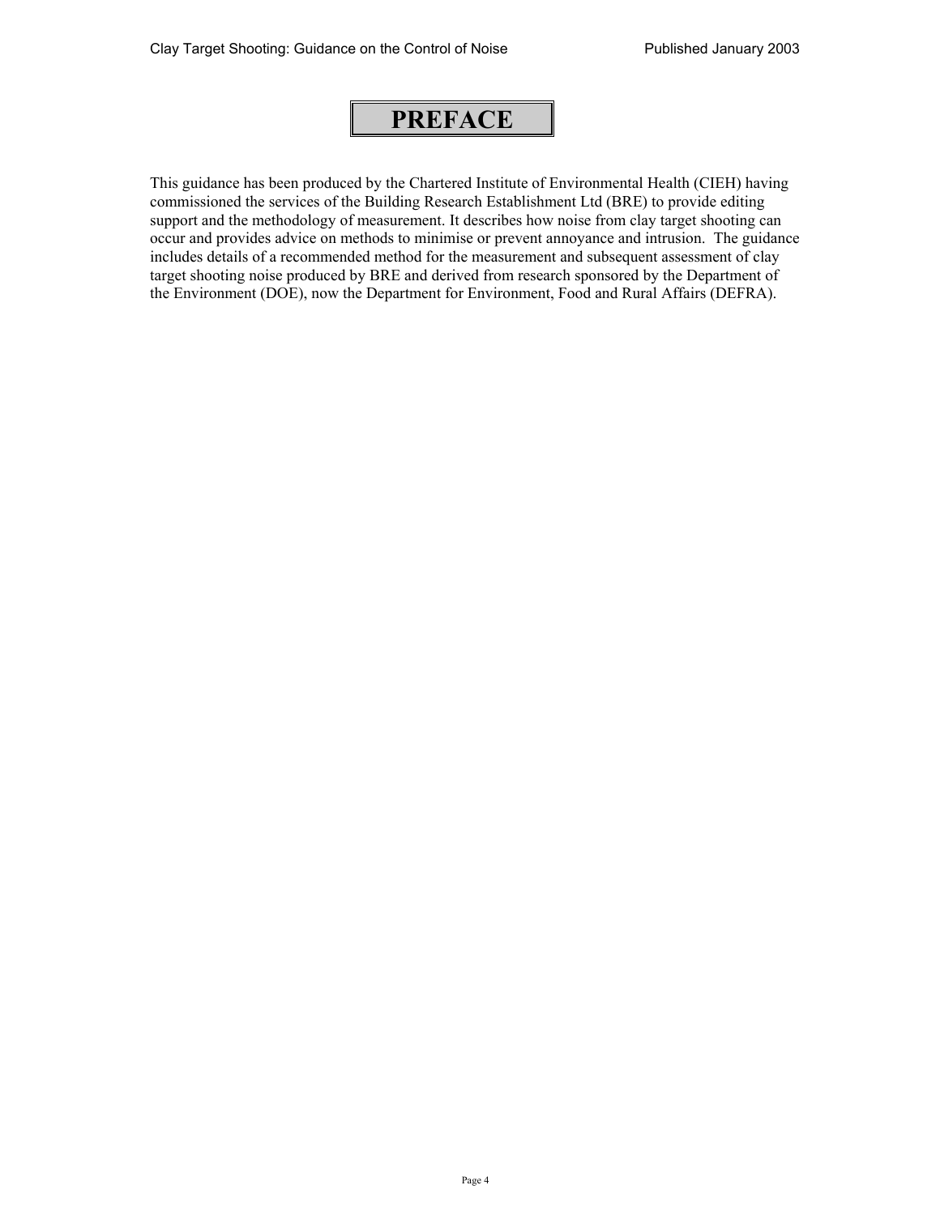# PREFACE

This guidance has been produced by the Chartered Institute of Environmental Health (CIEH) having commissioned the services of the Building Research Establishment Ltd (BRE) to provide editing support and the methodology of measurement. It describes how noise from clay target shooting can occur and provides advice on methods to minimise or prevent annoyance and intrusion. The guidance includes details of a recommended method for the measurement and subsequent assessment of clay target shooting noise produced by BRE and derived from research sponsored by the Department of the Environment (DOE), now the Department for Environment, Food and Rural Affairs (DEFRA).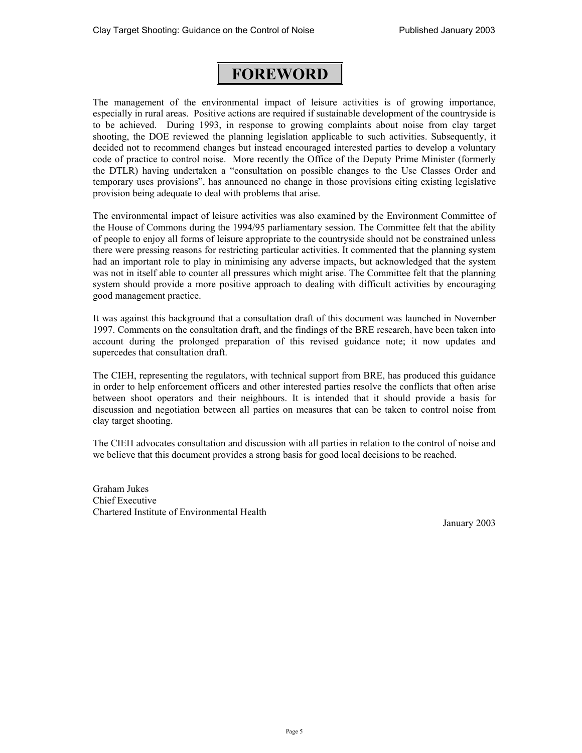# FOREWORD

The management of the environmental impact of leisure activities is of growing importance, especially in rural areas. Positive actions are required if sustainable development of the countryside is to be achieved. During 1993, in response to growing complaints about noise from clay target shooting, the DOE reviewed the planning legislation applicable to such activities. Subsequently, it decided not to recommend changes but instead encouraged interested parties to develop a voluntary code of practice to control noise. More recently the Office of the Deputy Prime Minister (formerly the DTLR) having undertaken a "consultation on possible changes to the Use Classes Order and temporary uses provisions", has announced no change in those provisions citing existing legislative provision being adequate to deal with problems that arise.

The environmental impact of leisure activities was also examined by the Environment Committee of the House of Commons during the 1994/95 parliamentary session. The Committee felt that the ability of people to enjoy all forms of leisure appropriate to the countryside should not be constrained unless there were pressing reasons for restricting particular activities. It commented that the planning system had an important role to play in minimising any adverse impacts, but acknowledged that the system was not in itself able to counter all pressures which might arise. The Committee felt that the planning system should provide a more positive approach to dealing with difficult activities by encouraging good management practice.

It was against this background that a consultation draft of this document was launched in November 1997. Comments on the consultation draft, and the findings of the BRE research, have been taken into account during the prolonged preparation of this revised guidance note; it now updates and supercedes that consultation draft.

The CIEH, representing the regulators, with technical support from BRE, has produced this guidance in order to help enforcement officers and other interested parties resolve the conflicts that often arise between shoot operators and their neighbours. It is intended that it should provide a basis for discussion and negotiation between all parties on measures that can be taken to control noise from clay target shooting.

The CIEH advocates consultation and discussion with all parties in relation to the control of noise and we believe that this document provides a strong basis for good local decisions to be reached.

Graham Jukes
Chief Executive
Chartered Institute of Environmental Health

January 2003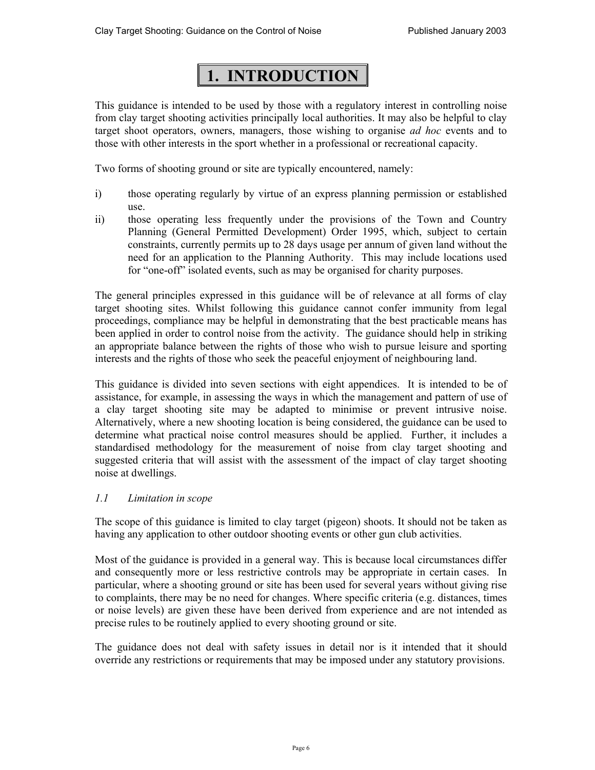# 1. INTRODUCTION

This guidance is intended to be used by those with a regulatory interest in controlling noise from clay target shooting activities principally local authorities. It may also be helpful to clay target shoot operators, owners, managers, those wishing to organise *ad hoc* events and to those with other interests in the sport whether in a professional or recreational capacity.

Two forms of shooting ground or site are typically encountered, namely:

i) those operating regularly by virtue of an express planning permission or established use.

ii) those operating less frequently under the provisions of the Town and Country Planning (General Permitted Development) Order 1995, which, subject to certain constraints, currently permits up to 28 days usage per annum of given land without the need for an application to the Planning Authority. This may include locations used for "one-off" isolated events, such as may be organised for charity purposes.

The general principles expressed in this guidance will be of relevance at all forms of clay target shooting sites. Whilst following this guidance cannot confer immunity from legal proceedings, compliance may be helpful in demonstrating that the best practicable means has been applied in order to control noise from the activity. The guidance should help in striking an appropriate balance between the rights of those who wish to pursue leisure and sporting interests and the rights of those who seek the peaceful enjoyment of neighbouring land.

This guidance is divided into seven sections with eight appendices. It is intended to be of assistance, for example, in assessing the ways in which the management and pattern of use of a clay target shooting site may be adapted to minimise or prevent intrusive noise. Alternatively, where a new shooting location is being considered, the guidance can be used to determine what practical noise control measures should be applied. Further, it includes a standardised methodology for the measurement of noise from clay target shooting and suggested criteria that will assist with the assessment of the impact of clay target shooting noise at dwellings.

### *1.1 Limitation in scope*

The scope of this guidance is limited to clay target (pigeon) shoots. It should not be taken as having any application to other outdoor shooting events or other gun club activities.

Most of the guidance is provided in a general way. This is because local circumstances differ and consequently more or less restrictive controls may be appropriate in certain cases. In particular, where a shooting ground or site has been used for several years without giving rise to complaints, there may be no need for changes. Where specific criteria (e.g. distances, times or noise levels) are given these have been derived from experience and are not intended as precise rules to be routinely applied to every shooting ground or site.

The guidance does not deal with safety issues in detail nor is it intended that it should override any restrictions or requirements that may be imposed under any statutory provisions.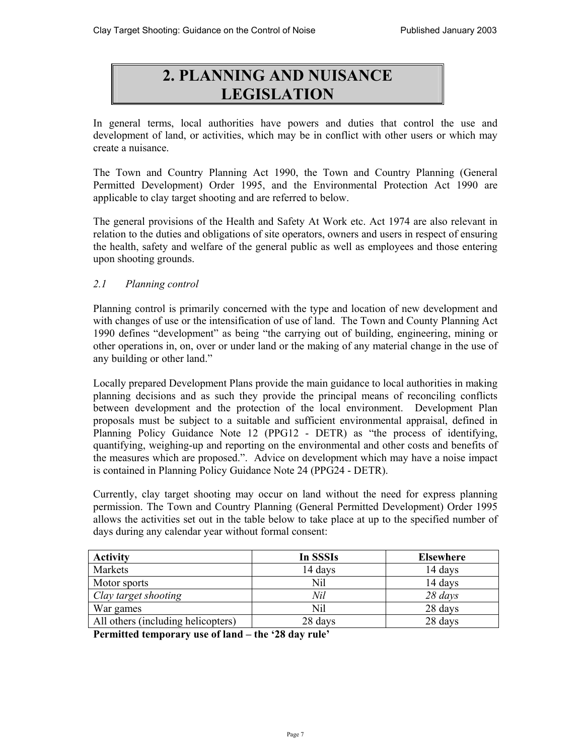# 2. PLANNING AND NUISANCE LEGISLATION

In general terms, local authorities have powers and duties that control the use and development of land, or activities, which may be in conflict with other users or which may create a nuisance.

The Town and Country Planning Act 1990, the Town and Country Planning (General Permitted Development) Order 1995, and the Environmental Protection Act 1990 are applicable to clay target shooting and are referred to below.

The general provisions of the Health and Safety At Work etc. Act 1974 are also relevant in relation to the duties and obligations of site operators, owners and users in respect of ensuring the health, safety and welfare of the general public as well as employees and those entering upon shooting grounds.

## *2.1 Planning control*

Planning control is primarily concerned with the type and location of new development and with changes of use or the intensification of use of land. The Town and County Planning Act 1990 defines "development" as being "the carrying out of building, engineering, mining or other operations in, on, over or under land or the making of any material change in the use of any building or other land."

Locally prepared Development Plans provide the main guidance to local authorities in making planning decisions and as such they provide the principal means of reconciling conflicts between development and the protection of the local environment. Development Plan proposals must be subject to a suitable and sufficient environmental appraisal, defined in Planning Policy Guidance Note 12 (PPG12 - DETR) as "the process of identifying, quantifying, weighing-up and reporting on the environmental and other costs and benefits of the measures which are proposed.". Advice on development which may have a noise impact is contained in Planning Policy Guidance Note 24 (PPG24 - DETR).

Currently, clay target shooting may occur on land without the need for express planning permission. The Town and Country Planning (General Permitted Development) Order 1995 allows the activities set out in the table below to take place at up to the specified number of days during any calendar year without formal consent:

| Activity | In SSSIs | Elsewhere |
|---|---|---|
| Markets | 14 days | 14 days |
| Motor sports | Nil | 14 days |
| *Clay target shooting* | *Nil* | *28 days* |
| War games | Nil | 28 days |
| All others (including helicopters) | 28 days | 28 days |

**Permitted temporary use of land – the '28 day rule'**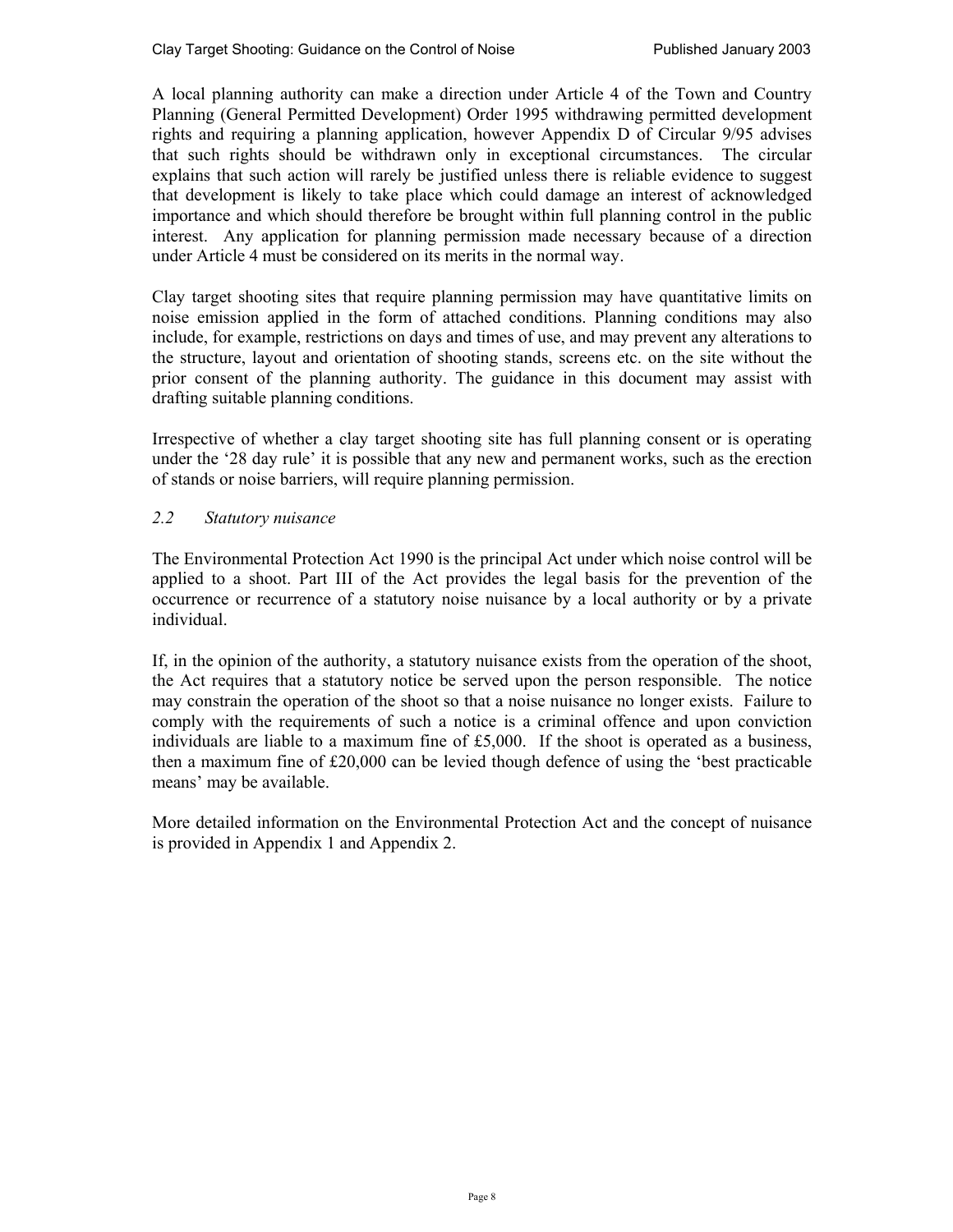A local planning authority can make a direction under Article 4 of the Town and Country Planning (General Permitted Development) Order 1995 withdrawing permitted development rights and requiring a planning application, however Appendix D of Circular 9/95 advises that such rights should be withdrawn only in exceptional circumstances. The circular explains that such action will rarely be justified unless there is reliable evidence to suggest that development is likely to take place which could damage an interest of acknowledged importance and which should therefore be brought within full planning control in the public interest. Any application for planning permission made necessary because of a direction under Article 4 must be considered on its merits in the normal way.

Clay target shooting sites that require planning permission may have quantitative limits on noise emission applied in the form of attached conditions. Planning conditions may also include, for example, restrictions on days and times of use, and may prevent any alterations to the structure, layout and orientation of shooting stands, screens etc. on the site without the prior consent of the planning authority. The guidance in this document may assist with drafting suitable planning conditions.

Irrespective of whether a clay target shooting site has full planning consent or is operating under the '28 day rule' it is possible that any new and permanent works, such as the erection of stands or noise barriers, will require planning permission.

### *2.2 Statutory nuisance*

The Environmental Protection Act 1990 is the principal Act under which noise control will be applied to a shoot. Part III of the Act provides the legal basis for the prevention of the occurrence or recurrence of a statutory noise nuisance by a local authority or by a private individual.

If, in the opinion of the authority, a statutory nuisance exists from the operation of the shoot, the Act requires that a statutory notice be served upon the person responsible. The notice may constrain the operation of the shoot so that a noise nuisance no longer exists. Failure to comply with the requirements of such a notice is a criminal offence and upon conviction individuals are liable to a maximum fine of £5,000. If the shoot is operated as a business, then a maximum fine of £20,000 can be levied though defence of using the 'best practicable means' may be available.

More detailed information on the Environmental Protection Act and the concept of nuisance is provided in Appendix 1 and Appendix 2.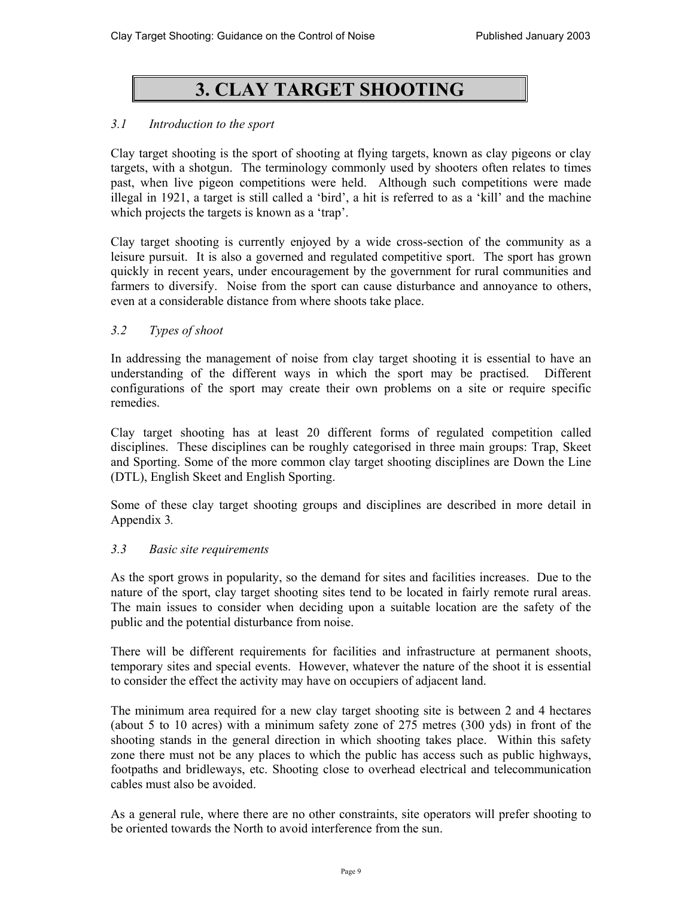# 3. CLAY TARGET SHOOTING

### *3.1 Introduction to the sport*

Clay target shooting is the sport of shooting at flying targets, known as clay pigeons or clay targets, with a shotgun. The terminology commonly used by shooters often relates to times past, when live pigeon competitions were held. Although such competitions were made illegal in 1921, a target is still called a 'bird', a hit is referred to as a 'kill' and the machine which projects the targets is known as a 'trap'.

Clay target shooting is currently enjoyed by a wide cross-section of the community as a leisure pursuit. It is also a governed and regulated competitive sport. The sport has grown quickly in recent years, under encouragement by the government for rural communities and farmers to diversify. Noise from the sport can cause disturbance and annoyance to others, even at a considerable distance from where shoots take place.

### *3.2 Types of shoot*

In addressing the management of noise from clay target shooting it is essential to have an understanding of the different ways in which the sport may be practised. Different configurations of the sport may create their own problems on a site or require specific remedies.

Clay target shooting has at least 20 different forms of regulated competition called disciplines. These disciplines can be roughly categorised in three main groups: Trap, Skeet and Sporting. Some of the more common clay target shooting disciplines are Down the Line (DTL), English Skeet and English Sporting.

Some of these clay target shooting groups and disciplines are described in more detail in Appendix 3.

### *3.3 Basic site requirements*

As the sport grows in popularity, so the demand for sites and facilities increases. Due to the nature of the sport, clay target shooting sites tend to be located in fairly remote rural areas. The main issues to consider when deciding upon a suitable location are the safety of the public and the potential disturbance from noise.

There will be different requirements for facilities and infrastructure at permanent shoots, temporary sites and special events. However, whatever the nature of the shoot it is essential to consider the effect the activity may have on occupiers of adjacent land.

The minimum area required for a new clay target shooting site is between 2 and 4 hectares (about 5 to 10 acres) with a minimum safety zone of 275 metres (300 yds) in front of the shooting stands in the general direction in which shooting takes place. Within this safety zone there must not be any places to which the public has access such as public highways, footpaths and bridleways, etc. Shooting close to overhead electrical and telecommunication cables must also be avoided.

As a general rule, where there are no other constraints, site operators will prefer shooting to be oriented towards the North to avoid interference from the sun.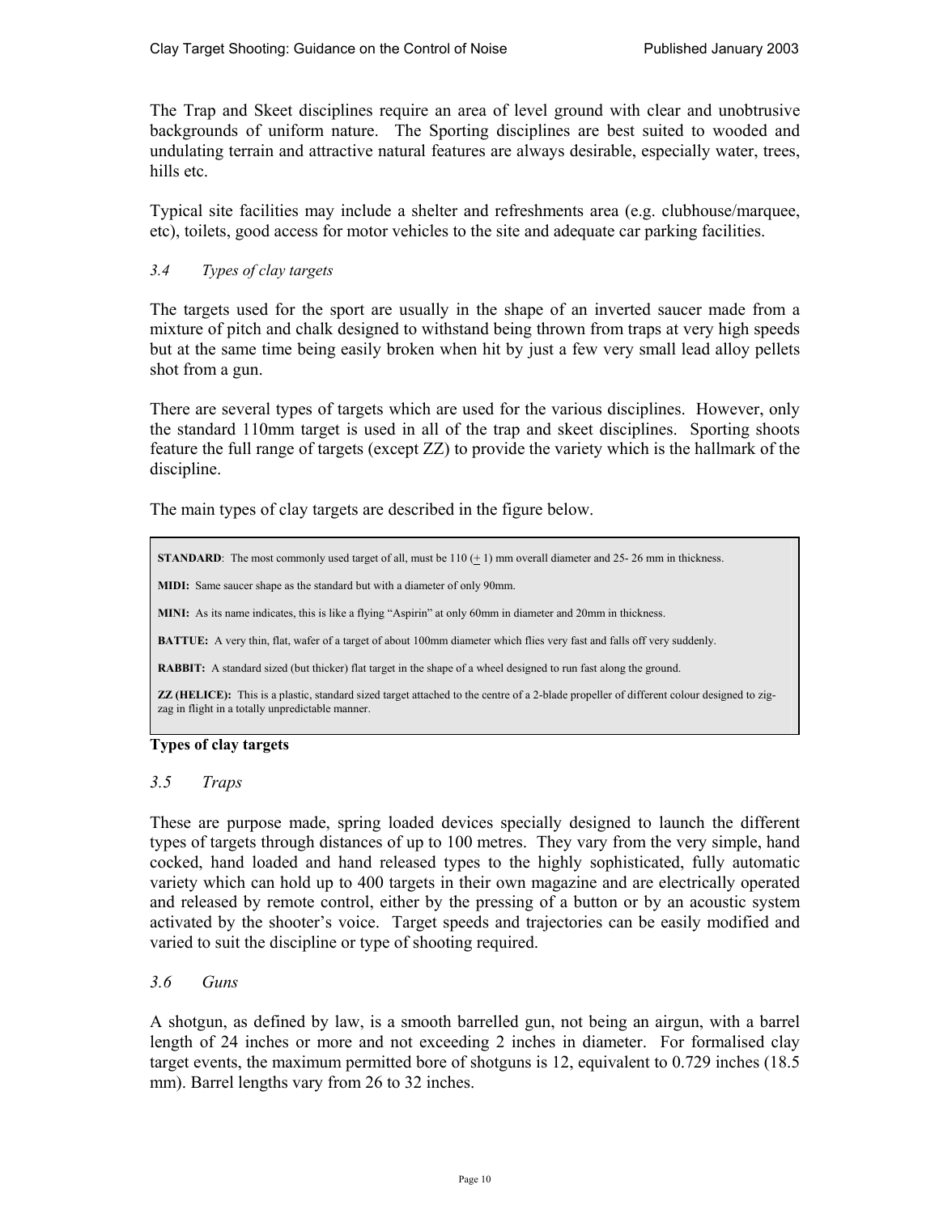The Trap and Skeet disciplines require an area of level ground with clear and unobtrusive backgrounds of uniform nature. The Sporting disciplines are best suited to wooded and undulating terrain and attractive natural features are always desirable, especially water, trees, hills etc.

Typical site facilities may include a shelter and refreshments area (e.g. clubhouse/marquee, etc), toilets, good access for motor vehicles to the site and adequate car parking facilities.

### *3.4 Types of clay targets*

The targets used for the sport are usually in the shape of an inverted saucer made from a mixture of pitch and chalk designed to withstand being thrown from traps at very high speeds but at the same time being easily broken when hit by just a few very small lead alloy pellets shot from a gun.

There are several types of targets which are used for the various disciplines. However, only the standard 110mm target is used in all of the trap and skeet disciplines. Sporting shoots feature the full range of targets (except ZZ) to provide the variety which is the hallmark of the discipline.

The main types of clay targets are described in the figure below.

> **STANDARD**: The most commonly used target of all, must be 110 (± 1) mm overall diameter and 25- 26 mm in thickness.
>
> **MIDI:** Same saucer shape as the standard but with a diameter of only 90mm.
>
> **MINI:** As its name indicates, this is like a flying "Aspirin" at only 60mm in diameter and 20mm in thickness.
>
> **BATTUE:** A very thin, flat, wafer of a target of about 100mm diameter which flies very fast and falls off very suddenly.
>
> **RABBIT:** A standard sized (but thicker) flat target in the shape of a wheel designed to run fast along the ground.
>
> **ZZ (HELICE):** This is a plastic, standard sized target attached to the centre of a 2-blade propeller of different colour designed to zig-zag in flight in a totally unpredictable manner.

**Types of clay targets**

### *3.5 Traps*

These are purpose made, spring loaded devices specially designed to launch the different types of targets through distances of up to 100 metres. They vary from the very simple, hand cocked, hand loaded and hand released types to the highly sophisticated, fully automatic variety which can hold up to 400 targets in their own magazine and are electrically operated and released by remote control, either by the pressing of a button or by an acoustic system activated by the shooter's voice. Target speeds and trajectories can be easily modified and varied to suit the discipline or type of shooting required.

### *3.6 Guns*

A shotgun, as defined by law, is a smooth barrelled gun, not being an airgun, with a barrel length of 24 inches or more and not exceeding 2 inches in diameter. For formalised clay target events, the maximum permitted bore of shotguns is 12, equivalent to 0.729 inches (18.5 mm). Barrel lengths vary from 26 to 32 inches.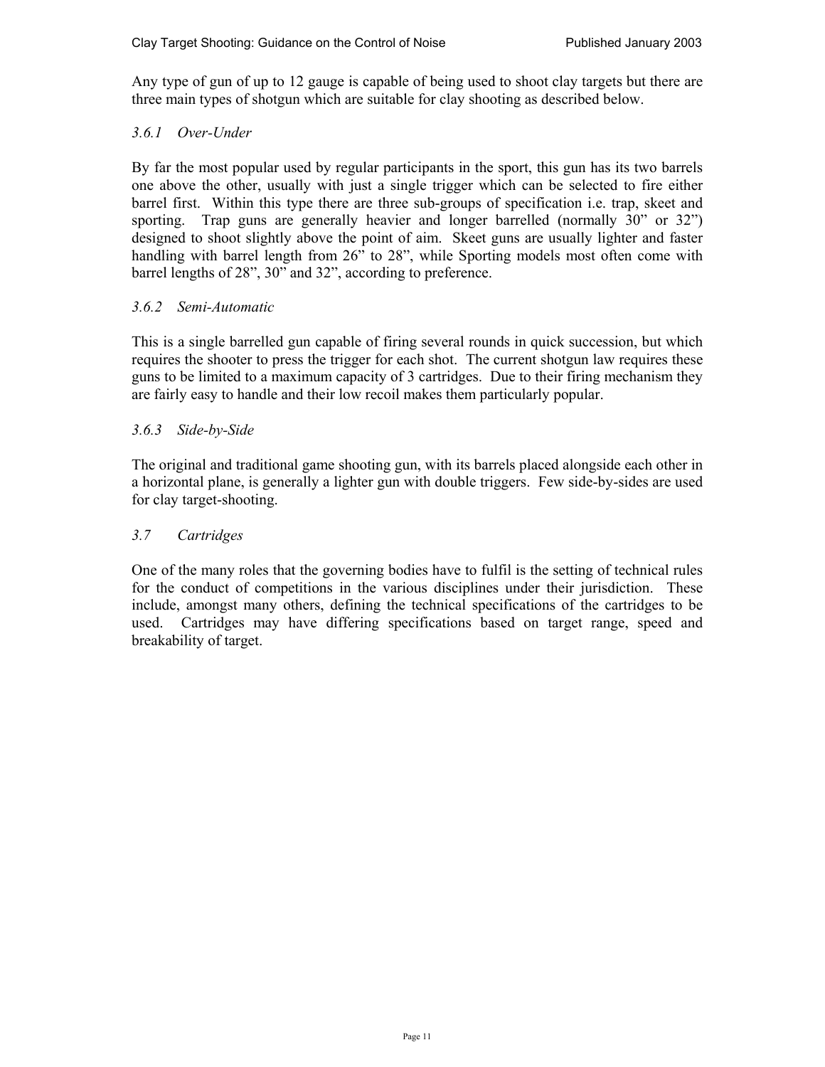Any type of gun of up to 12 gauge is capable of being used to shoot clay targets but there are three main types of shotgun which are suitable for clay shooting as described below.

### *3.6.1 Over-Under*

By far the most popular used by regular participants in the sport, this gun has its two barrels one above the other, usually with just a single trigger which can be selected to fire either barrel first. Within this type there are three sub-groups of specification i.e. trap, skeet and sporting. Trap guns are generally heavier and longer barrelled (normally 30” or 32”) designed to shoot slightly above the point of aim. Skeet guns are usually lighter and faster handling with barrel length from 26” to 28”, while Sporting models most often come with barrel lengths of 28”, 30” and 32”, according to preference.

### *3.6.2 Semi-Automatic*

This is a single barrelled gun capable of firing several rounds in quick succession, but which requires the shooter to press the trigger for each shot. The current shotgun law requires these guns to be limited to a maximum capacity of 3 cartridges. Due to their firing mechanism they are fairly easy to handle and their low recoil makes them particularly popular.

### *3.6.3 Side-by-Side*

The original and traditional game shooting gun, with its barrels placed alongside each other in a horizontal plane, is generally a lighter gun with double triggers. Few side-by-sides are used for clay target-shooting.

## *3.7 Cartridges*

One of the many roles that the governing bodies have to fulfil is the setting of technical rules for the conduct of competitions in the various disciplines under their jurisdiction. These include, amongst many others, defining the technical specifications of the cartridges to be used. Cartridges may have differing specifications based on target range, speed and breakability of target.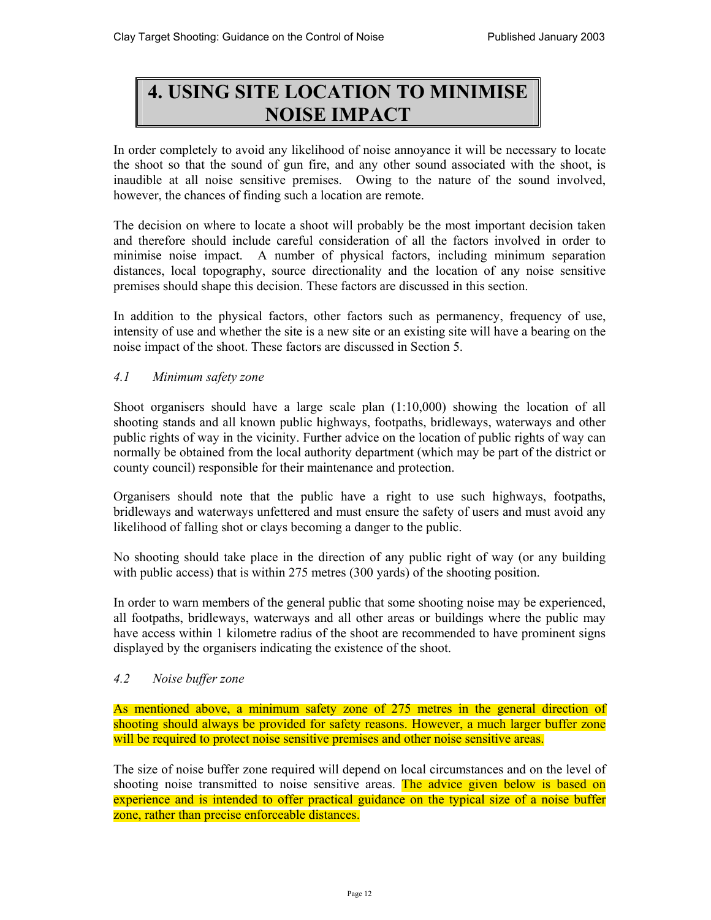# 4. USING SITE LOCATION TO MINIMISE NOISE IMPACT

In order completely to avoid any likelihood of noise annoyance it will be necessary to locate the shoot so that the sound of gun fire, and any other sound associated with the shoot, is inaudible at all noise sensitive premises. Owing to the nature of the sound involved, however, the chances of finding such a location are remote.

The decision on where to locate a shoot will probably be the most important decision taken and therefore should include careful consideration of all the factors involved in order to minimise noise impact. A number of physical factors, including minimum separation distances, local topography, source directionality and the location of any noise sensitive premises should shape this decision. These factors are discussed in this section.

In addition to the physical factors, other factors such as permanency, frequency of use, intensity of use and whether the site is a new site or an existing site will have a bearing on the noise impact of the shoot. These factors are discussed in Section 5.

### *4.1 Minimum safety zone*

Shoot organisers should have a large scale plan (1:10,000) showing the location of all shooting stands and all known public highways, footpaths, bridleways, waterways and other public rights of way in the vicinity. Further advice on the location of public rights of way can normally be obtained from the local authority department (which may be part of the district or county council) responsible for their maintenance and protection.

Organisers should note that the public have a right to use such highways, footpaths, bridleways and waterways unfettered and must ensure the safety of users and must avoid any likelihood of falling shot or clays becoming a danger to the public.

No shooting should take place in the direction of any public right of way (or any building with public access) that is within 275 metres (300 yards) of the shooting position.

In order to warn members of the general public that some shooting noise may be experienced, all footpaths, bridleways, waterways and all other areas or buildings where the public may have access within 1 kilometre radius of the shoot are recommended to have prominent signs displayed by the organisers indicating the existence of the shoot.

### *4.2 Noise buffer zone*

As mentioned above, a minimum safety zone of 275 metres in the general direction of shooting should always be provided for safety reasons. However, a much larger buffer zone will be required to protect noise sensitive premises and other noise sensitive areas.

The size of noise buffer zone required will depend on local circumstances and on the level of shooting noise transmitted to noise sensitive areas. The advice given below is based on experience and is intended to offer practical guidance on the typical size of a noise buffer zone, rather than precise enforceable distances.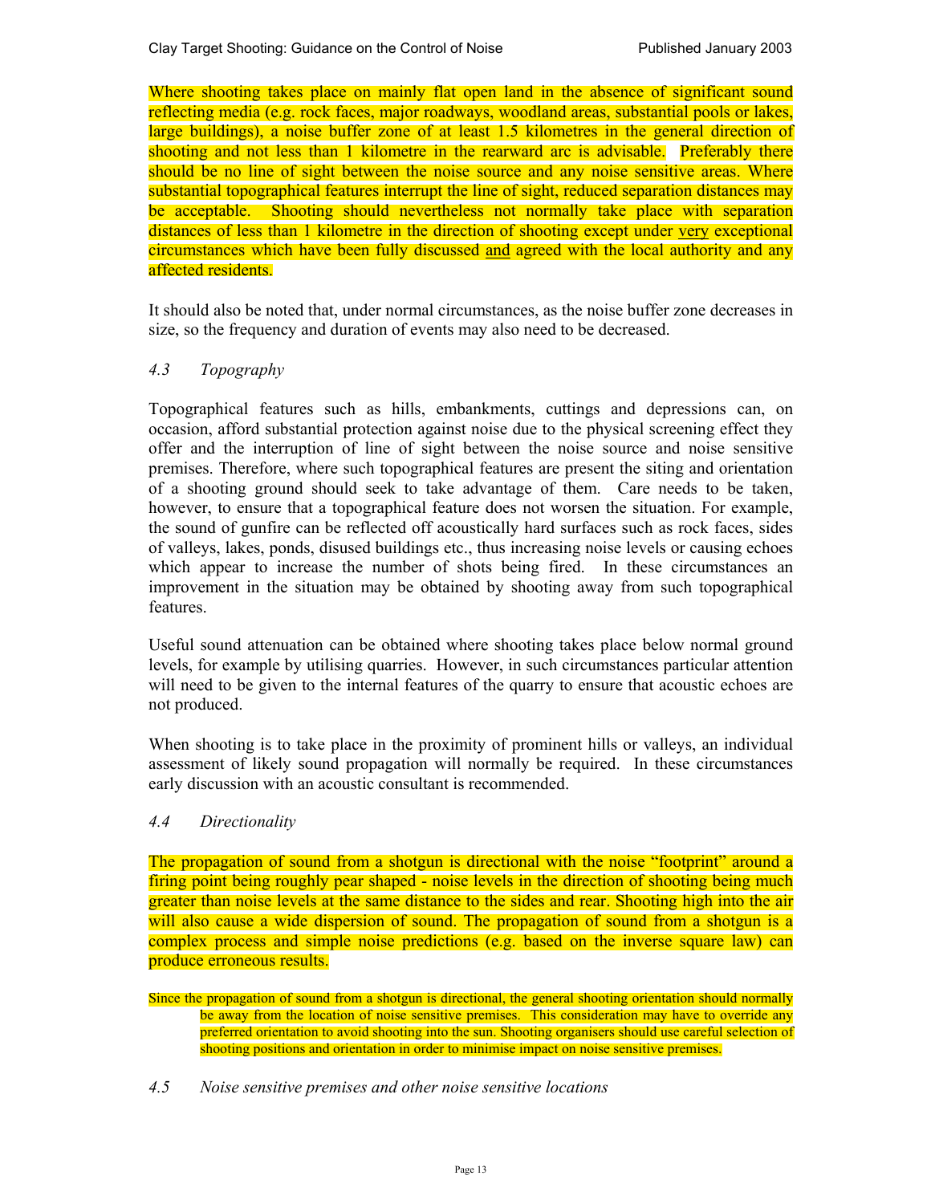Where shooting takes place on mainly flat open land in the absence of significant sound reflecting media (e.g. rock faces, major roadways, woodland areas, substantial pools or lakes, large buildings), a noise buffer zone of at least 1.5 kilometres in the general direction of shooting and not less than 1 kilometre in the rearward arc is advisable. Preferably there should be no line of sight between the noise source and any noise sensitive areas. Where substantial topographical features interrupt the line of sight, reduced separation distances may be acceptable. Shooting should nevertheless not normally take place with separation distances of less than 1 kilometre in the direction of shooting except under <u>very</u> exceptional circumstances which have been fully discussed <u>and</u> agreed with the local authority and any affected residents.

It should also be noted that, under normal circumstances, as the noise buffer zone decreases in size, so the frequency and duration of events may also need to be decreased.

### *4.3 Topography*

Topographical features such as hills, embankments, cuttings and depressions can, on occasion, afford substantial protection against noise due to the physical screening effect they offer and the interruption of line of sight between the noise source and noise sensitive premises. Therefore, where such topographical features are present the siting and orientation of a shooting ground should seek to take advantage of them. Care needs to be taken, however, to ensure that a topographical feature does not worsen the situation. For example, the sound of gunfire can be reflected off acoustically hard surfaces such as rock faces, sides of valleys, lakes, ponds, disused buildings etc., thus increasing noise levels or causing echoes which appear to increase the number of shots being fired. In these circumstances an improvement in the situation may be obtained by shooting away from such topographical features.

Useful sound attenuation can be obtained where shooting takes place below normal ground levels, for example by utilising quarries. However, in such circumstances particular attention will need to be given to the internal features of the quarry to ensure that acoustic echoes are not produced.

When shooting is to take place in the proximity of prominent hills or valleys, an individual assessment of likely sound propagation will normally be required. In these circumstances early discussion with an acoustic consultant is recommended.

### *4.4 Directionality*

The propagation of sound from a shotgun is directional with the noise "footprint" around a firing point being roughly pear shaped - noise levels in the direction of shooting being much greater than noise levels at the same distance to the sides and rear. Shooting high into the air will also cause a wide dispersion of sound. The propagation of sound from a shotgun is a complex process and simple noise predictions (e.g. based on the inverse square law) can produce erroneous results.

Since the propagation of sound from a shotgun is directional, the general shooting orientation should normally be away from the location of noise sensitive premises. This consideration may have to override any preferred orientation to avoid shooting into the sun. Shooting organisers should use careful selection of shooting positions and orientation in order to minimise impact on noise sensitive premises.

### *4.5 Noise sensitive premises and other noise sensitive locations*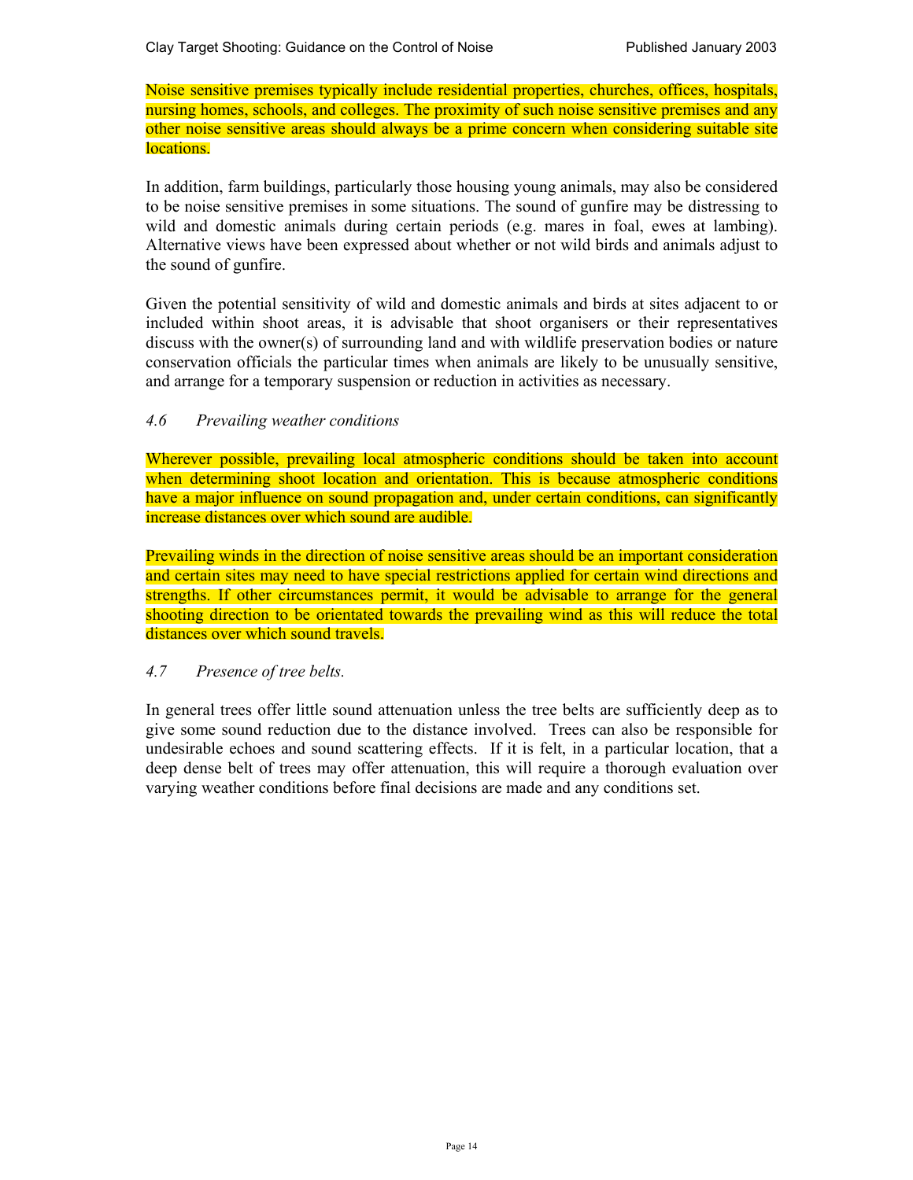Noise sensitive premises typically include residential properties, churches, offices, hospitals, nursing homes, schools, and colleges. The proximity of such noise sensitive premises and any other noise sensitive areas should always be a prime concern when considering suitable site locations.

In addition, farm buildings, particularly those housing young animals, may also be considered to be noise sensitive premises in some situations. The sound of gunfire may be distressing to wild and domestic animals during certain periods (e.g. mares in foal, ewes at lambing). Alternative views have been expressed about whether or not wild birds and animals adjust to the sound of gunfire.

Given the potential sensitivity of wild and domestic animals and birds at sites adjacent to or included within shoot areas, it is advisable that shoot organisers or their representatives discuss with the owner(s) of surrounding land and with wildlife preservation bodies or nature conservation officials the particular times when animals are likely to be unusually sensitive, and arrange for a temporary suspension or reduction in activities as necessary.

### *4.6 Prevailing weather conditions*

Wherever possible, prevailing local atmospheric conditions should be taken into account when determining shoot location and orientation. This is because atmospheric conditions have a major influence on sound propagation and, under certain conditions, can significantly increase distances over which sound are audible.

Prevailing winds in the direction of noise sensitive areas should be an important consideration and certain sites may need to have special restrictions applied for certain wind directions and strengths. If other circumstances permit, it would be advisable to arrange for the general shooting direction to be orientated towards the prevailing wind as this will reduce the total distances over which sound travels.

### *4.7 Presence of tree belts.*

In general trees offer little sound attenuation unless the tree belts are sufficiently deep as to give some sound reduction due to the distance involved. Trees can also be responsible for undesirable echoes and sound scattering effects. If it is felt, in a particular location, that a deep dense belt of trees may offer attenuation, this will require a thorough evaluation over varying weather conditions before final decisions are made and any conditions set.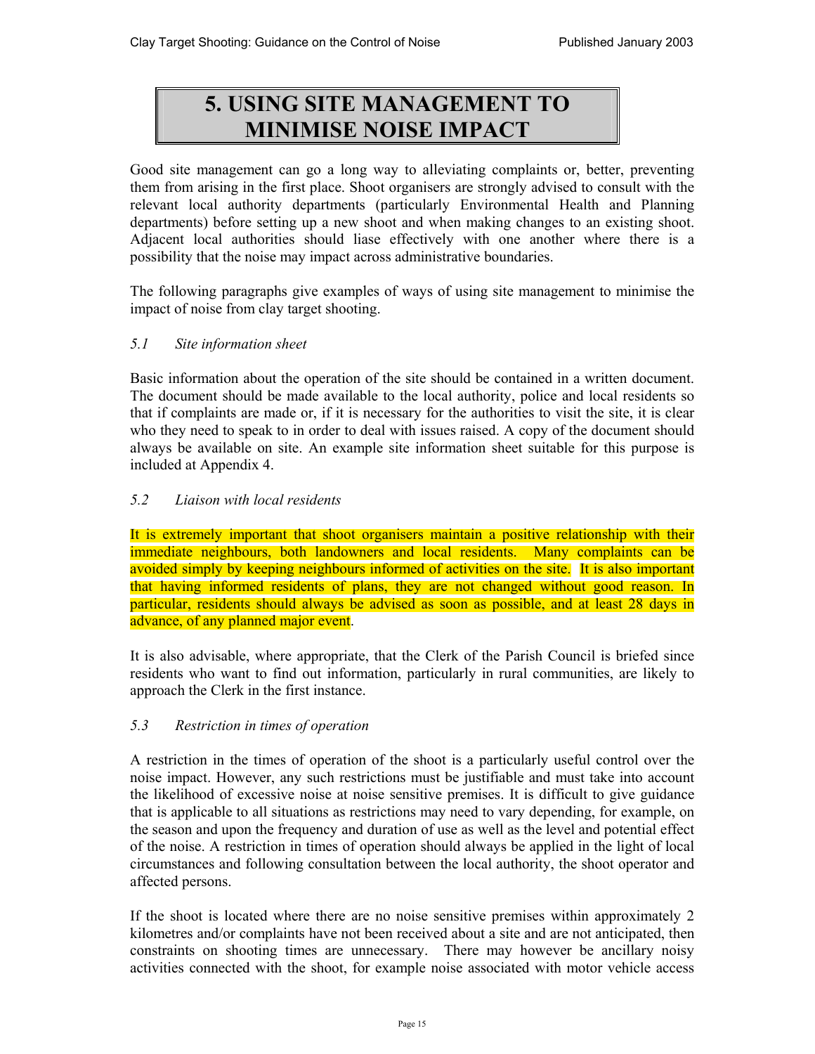# 5. USING SITE MANAGEMENT TO MINIMISE NOISE IMPACT

Good site management can go a long way to alleviating complaints or, better, preventing them from arising in the first place. Shoot organisers are strongly advised to consult with the relevant local authority departments (particularly Environmental Health and Planning departments) before setting up a new shoot and when making changes to an existing shoot. Adjacent local authorities should liase effectively with one another where there is a possibility that the noise may impact across administrative boundaries.

The following paragraphs give examples of ways of using site management to minimise the impact of noise from clay target shooting.

### *5.1 Site information sheet*

Basic information about the operation of the site should be contained in a written document. The document should be made available to the local authority, police and local residents so that if complaints are made or, if it is necessary for the authorities to visit the site, it is clear who they need to speak to in order to deal with issues raised. A copy of the document should always be available on site. An example site information sheet suitable for this purpose is included at Appendix 4.

### *5.2 Liaison with local residents*

It is extremely important that shoot organisers maintain a positive relationship with their immediate neighbours, both landowners and local residents. Many complaints can be avoided simply by keeping neighbours informed of activities on the site. It is also important that having informed residents of plans, they are not changed without good reason. In particular, residents should always be advised as soon as possible, and at least 28 days in advance, of any planned major event.

It is also advisable, where appropriate, that the Clerk of the Parish Council is briefed since residents who want to find out information, particularly in rural communities, are likely to approach the Clerk in the first instance.

### *5.3 Restriction in times of operation*

A restriction in the times of operation of the shoot is a particularly useful control over the noise impact. However, any such restrictions must be justifiable and must take into account the likelihood of excessive noise at noise sensitive premises. It is difficult to give guidance that is applicable to all situations as restrictions may need to vary depending, for example, on the season and upon the frequency and duration of use as well as the level and potential effect of the noise. A restriction in times of operation should always be applied in the light of local circumstances and following consultation between the local authority, the shoot operator and affected persons.

If the shoot is located where there are no noise sensitive premises within approximately 2 kilometres and/or complaints have not been received about a site and are not anticipated, then constraints on shooting times are unnecessary. There may however be ancillary noisy activities connected with the shoot, for example noise associated with motor vehicle access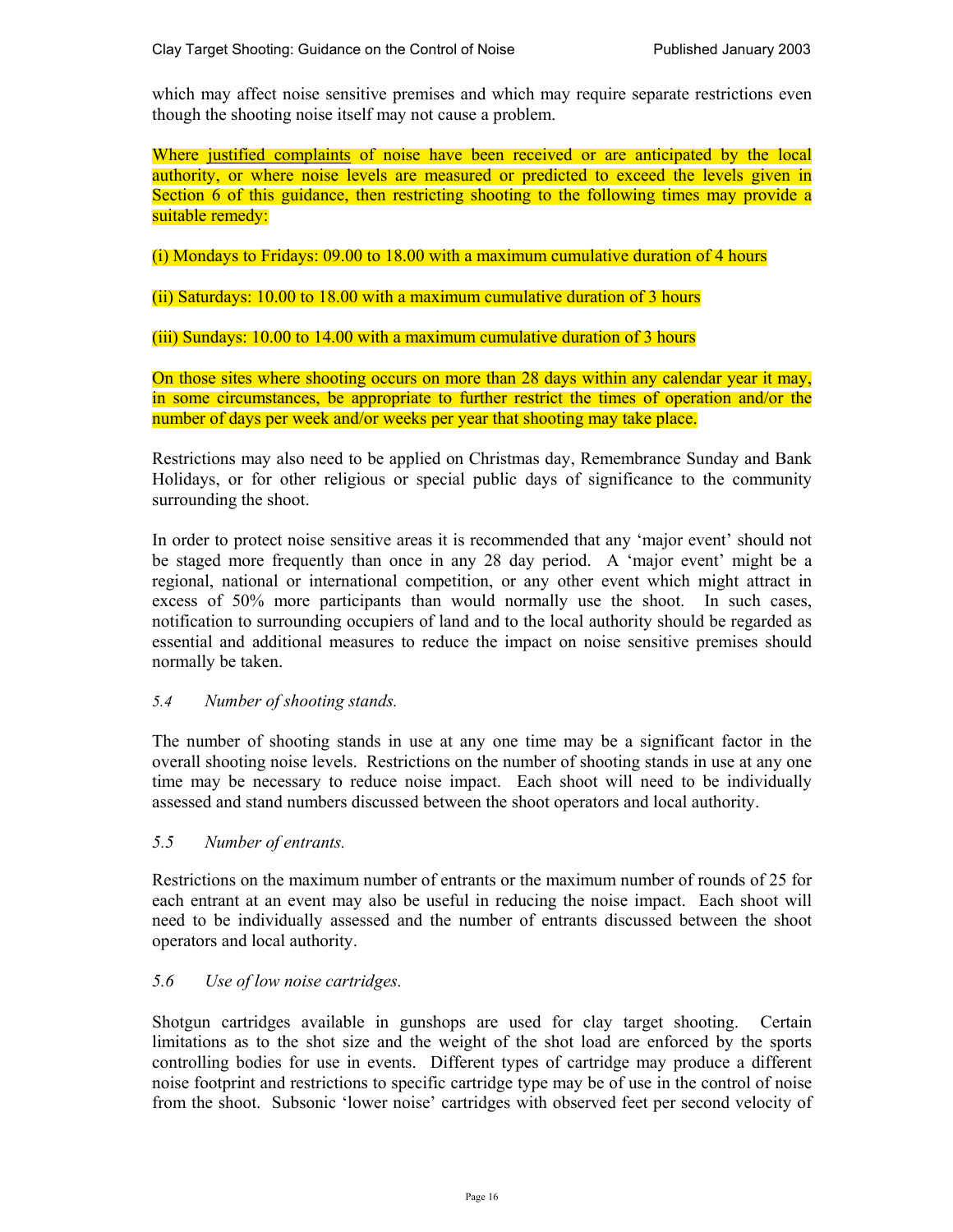which may affect noise sensitive premises and which may require separate restrictions even though the shooting noise itself may not cause a problem.

Where justified complaints of noise have been received or are anticipated by the local authority, or where noise levels are measured or predicted to exceed the levels given in Section 6 of this guidance, then restricting shooting to the following times may provide a suitable remedy:

(i) Mondays to Fridays: 09.00 to 18.00 with a maximum cumulative duration of 4 hours

(ii) Saturdays: 10.00 to 18.00 with a maximum cumulative duration of 3 hours

(iii) Sundays: 10.00 to 14.00 with a maximum cumulative duration of 3 hours

On those sites where shooting occurs on more than 28 days within any calendar year it may, in some circumstances, be appropriate to further restrict the times of operation and/or the number of days per week and/or weeks per year that shooting may take place.

Restrictions may also need to be applied on Christmas day, Remembrance Sunday and Bank Holidays, or for other religious or special public days of significance to the community surrounding the shoot.

In order to protect noise sensitive areas it is recommended that any 'major event' should not be staged more frequently than once in any 28 day period. A 'major event' might be a regional, national or international competition, or any other event which might attract in excess of 50% more participants than would normally use the shoot. In such cases, notification to surrounding occupiers of land and to the local authority should be regarded as essential and additional measures to reduce the impact on noise sensitive premises should normally be taken.

### *5.4 Number of shooting stands.*

The number of shooting stands in use at any one time may be a significant factor in the overall shooting noise levels. Restrictions on the number of shooting stands in use at any one time may be necessary to reduce noise impact. Each shoot will need to be individually assessed and stand numbers discussed between the shoot operators and local authority.

### *5.5 Number of entrants.*

Restrictions on the maximum number of entrants or the maximum number of rounds of 25 for each entrant at an event may also be useful in reducing the noise impact. Each shoot will need to be individually assessed and the number of entrants discussed between the shoot operators and local authority.

### *5.6 Use of low noise cartridges.*

Shotgun cartridges available in gunshops are used for clay target shooting. Certain limitations as to the shot size and the weight of the shot load are enforced by the sports controlling bodies for use in events. Different types of cartridge may produce a different noise footprint and restrictions to specific cartridge type may be of use in the control of noise from the shoot. Subsonic 'lower noise' cartridges with observed feet per second velocity of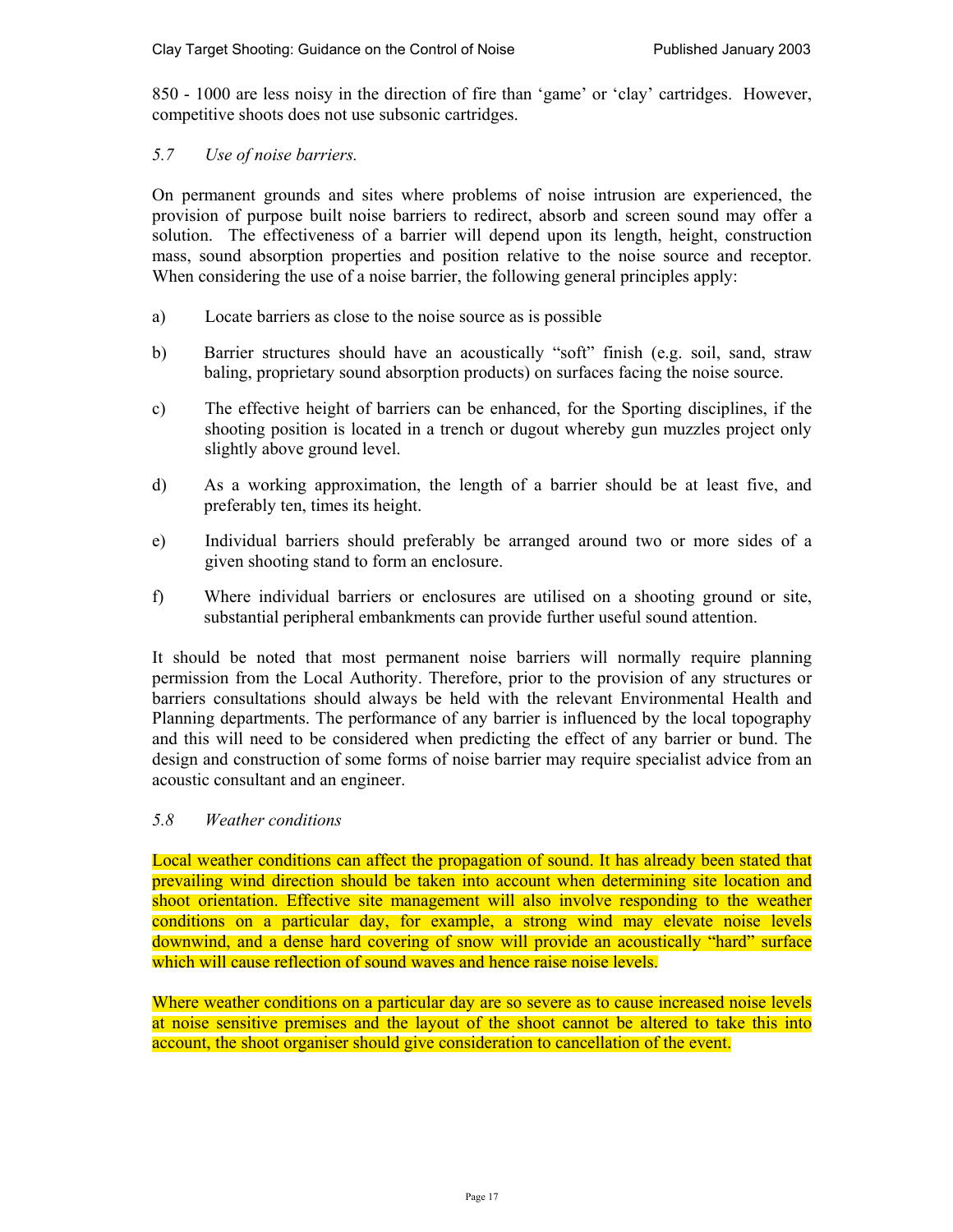850 - 1000 are less noisy in the direction of fire than 'game' or 'clay' cartridges. However, competitive shoots does not use subsonic cartridges.

### *5.7 Use of noise barriers.*

On permanent grounds and sites where problems of noise intrusion are experienced, the provision of purpose built noise barriers to redirect, absorb and screen sound may offer a solution. The effectiveness of a barrier will depend upon its length, height, construction mass, sound absorption properties and position relative to the noise source and receptor. When considering the use of a noise barrier, the following general principles apply:

a) Locate barriers as close to the noise source as is possible

b) Barrier structures should have an acoustically "soft" finish (e.g. soil, sand, straw baling, proprietary sound absorption products) on surfaces facing the noise source.

c) The effective height of barriers can be enhanced, for the Sporting disciplines, if the shooting position is located in a trench or dugout whereby gun muzzles project only slightly above ground level.

d) As a working approximation, the length of a barrier should be at least five, and preferably ten, times its height.

e) Individual barriers should preferably be arranged around two or more sides of a given shooting stand to form an enclosure.

f) Where individual barriers or enclosures are utilised on a shooting ground or site, substantial peripheral embankments can provide further useful sound attention.

It should be noted that most permanent noise barriers will normally require planning permission from the Local Authority. Therefore, prior to the provision of any structures or barriers consultations should always be held with the relevant Environmental Health and Planning departments. The performance of any barrier is influenced by the local topography and this will need to be considered when predicting the effect of any barrier or bund. The design and construction of some forms of noise barrier may require specialist advice from an acoustic consultant and an engineer.

### *5.8 Weather conditions*

Local weather conditions can affect the propagation of sound. It has already been stated that prevailing wind direction should be taken into account when determining site location and shoot orientation. Effective site management will also involve responding to the weather conditions on a particular day, for example, a strong wind may elevate noise levels downwind, and a dense hard covering of snow will provide an acoustically "hard" surface which will cause reflection of sound waves and hence raise noise levels.

Where weather conditions on a particular day are so severe as to cause increased noise levels at noise sensitive premises and the layout of the shoot cannot be altered to take this into account, the shoot organiser should give consideration to cancellation of the event.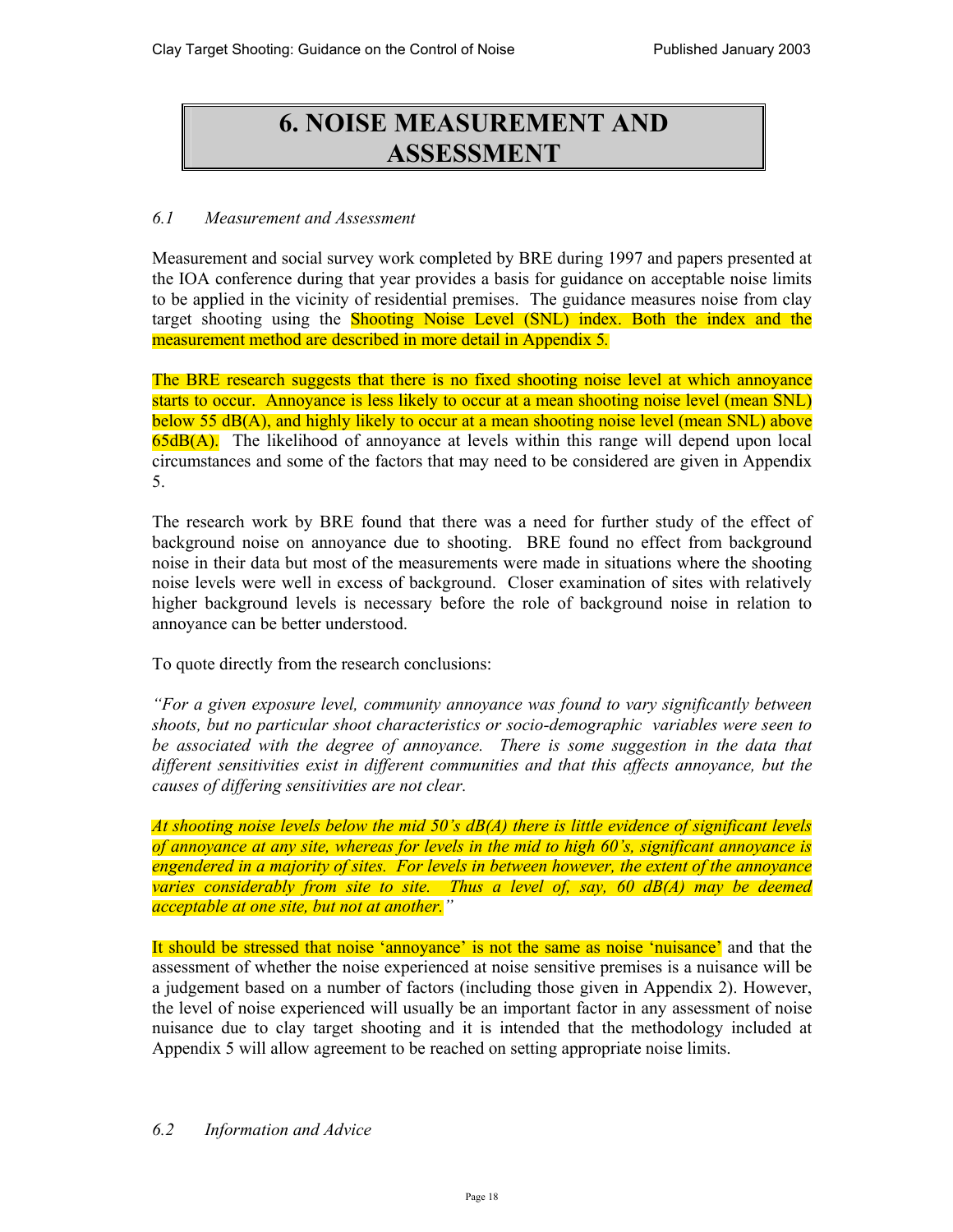# 6. NOISE MEASUREMENT AND ASSESSMENT

## *6.1 Measurement and Assessment*

Measurement and social survey work completed by BRE during 1997 and papers presented at the IOA conference during that year provides a basis for guidance on acceptable noise limits to be applied in the vicinity of residential premises. The guidance measures noise from clay target shooting using the Shooting Noise Level (SNL) index. Both the index and the measurement method are described in more detail in Appendix 5.

The BRE research suggests that there is no fixed shooting noise level at which annoyance starts to occur. Annoyance is less likely to occur at a mean shooting noise level (mean SNL) below 55 dB(A), and highly likely to occur at a mean shooting noise level (mean SNL) above 65dB(A). The likelihood of annoyance at levels within this range will depend upon local circumstances and some of the factors that may need to be considered are given in Appendix 5.

The research work by BRE found that there was a need for further study of the effect of background noise on annoyance due to shooting. BRE found no effect from background noise in their data but most of the measurements were made in situations where the shooting noise levels were well in excess of background. Closer examination of sites with relatively higher background levels is necessary before the role of background noise in relation to annoyance can be better understood.

To quote directly from the research conclusions:

*"For a given exposure level, community annoyance was found to vary significantly between shoots, but no particular shoot characteristics or socio-demographic variables were seen to be associated with the degree of annoyance. There is some suggestion in the data that different sensitivities exist in different communities and that this affects annoyance, but the causes of differing sensitivities are not clear.*

*At shooting noise levels below the mid 50's dB(A) there is little evidence of significant levels of annoyance at any site, whereas for levels in the mid to high 60's, significant annoyance is engendered in a majority of sites. For levels in between however, the extent of the annoyance varies considerably from site to site. Thus a level of, say, 60 dB(A) may be deemed acceptable at one site, but not at another."*

It should be stressed that noise 'annoyance' is not the same as noise 'nuisance' and that the assessment of whether the noise experienced at noise sensitive premises is a nuisance will be a judgement based on a number of factors (including those given in Appendix 2). However, the level of noise experienced will usually be an important factor in any assessment of noise nuisance due to clay target shooting and it is intended that the methodology included at Appendix 5 will allow agreement to be reached on setting appropriate noise limits.

## *6.2 Information and Advice*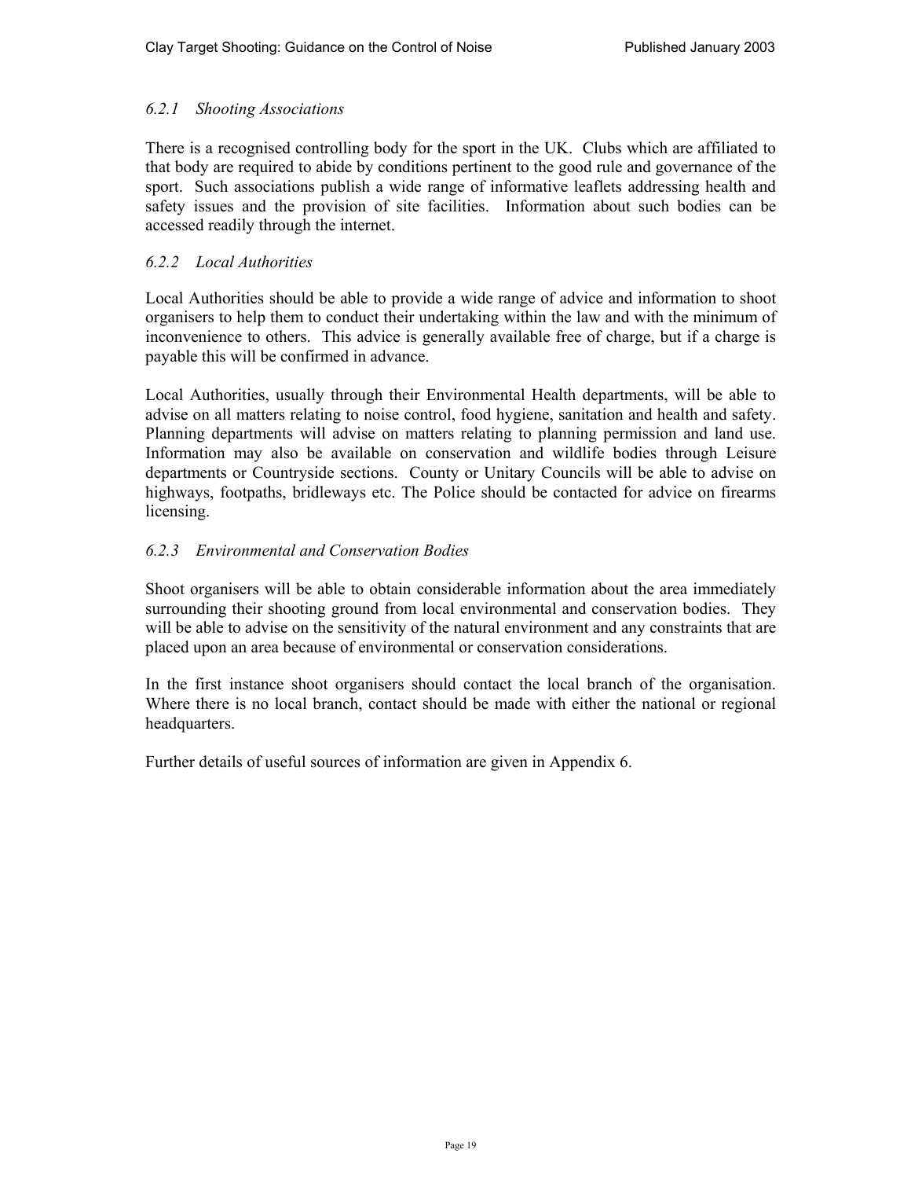### *6.2.1 Shooting Associations*

There is a recognised controlling body for the sport in the UK. Clubs which are affiliated to that body are required to abide by conditions pertinent to the good rule and governance of the sport. Such associations publish a wide range of informative leaflets addressing health and safety issues and the provision of site facilities. Information about such bodies can be accessed readily through the internet.

### *6.2.2 Local Authorities*

Local Authorities should be able to provide a wide range of advice and information to shoot organisers to help them to conduct their undertaking within the law and with the minimum of inconvenience to others. This advice is generally available free of charge, but if a charge is payable this will be confirmed in advance.

Local Authorities, usually through their Environmental Health departments, will be able to advise on all matters relating to noise control, food hygiene, sanitation and health and safety. Planning departments will advise on matters relating to planning permission and land use. Information may also be available on conservation and wildlife bodies through Leisure departments or Countryside sections. County or Unitary Councils will be able to advise on highways, footpaths, bridleways etc. The Police should be contacted for advice on firearms licensing.

### *6.2.3 Environmental and Conservation Bodies*

Shoot organisers will be able to obtain considerable information about the area immediately surrounding their shooting ground from local environmental and conservation bodies. They will be able to advise on the sensitivity of the natural environment and any constraints that are placed upon an area because of environmental or conservation considerations.

In the first instance shoot organisers should contact the local branch of the organisation. Where there is no local branch, contact should be made with either the national or regional headquarters.

Further details of useful sources of information are given in Appendix 6.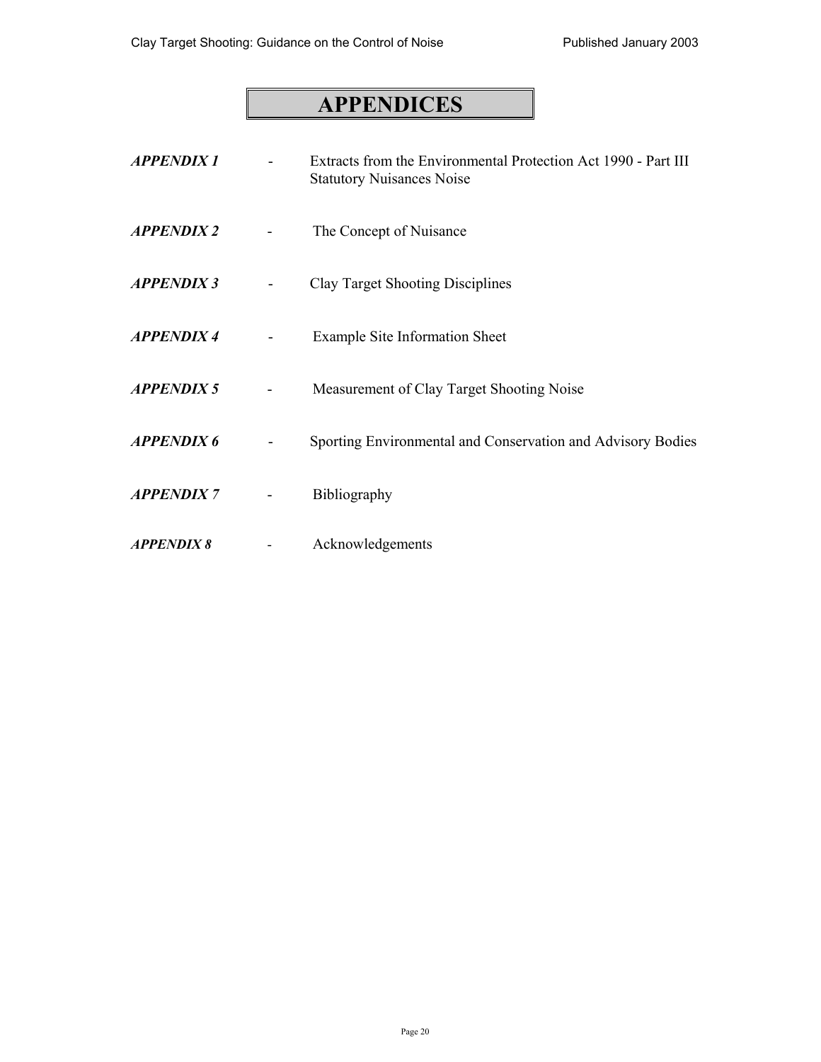# APPENDICES

***APPENDIX 1*** - Extracts from the Environmental Protection Act 1990 - Part III Statutory Nuisances Noise

***APPENDIX 2*** - The Concept of Nuisance

***APPENDIX 3*** - Clay Target Shooting Disciplines

***APPENDIX 4*** - Example Site Information Sheet

***APPENDIX 5*** - Measurement of Clay Target Shooting Noise

***APPENDIX 6*** - Sporting Environmental and Conservation and Advisory Bodies

***APPENDIX 7*** - Bibliography

***APPENDIX 8*** - Acknowledgements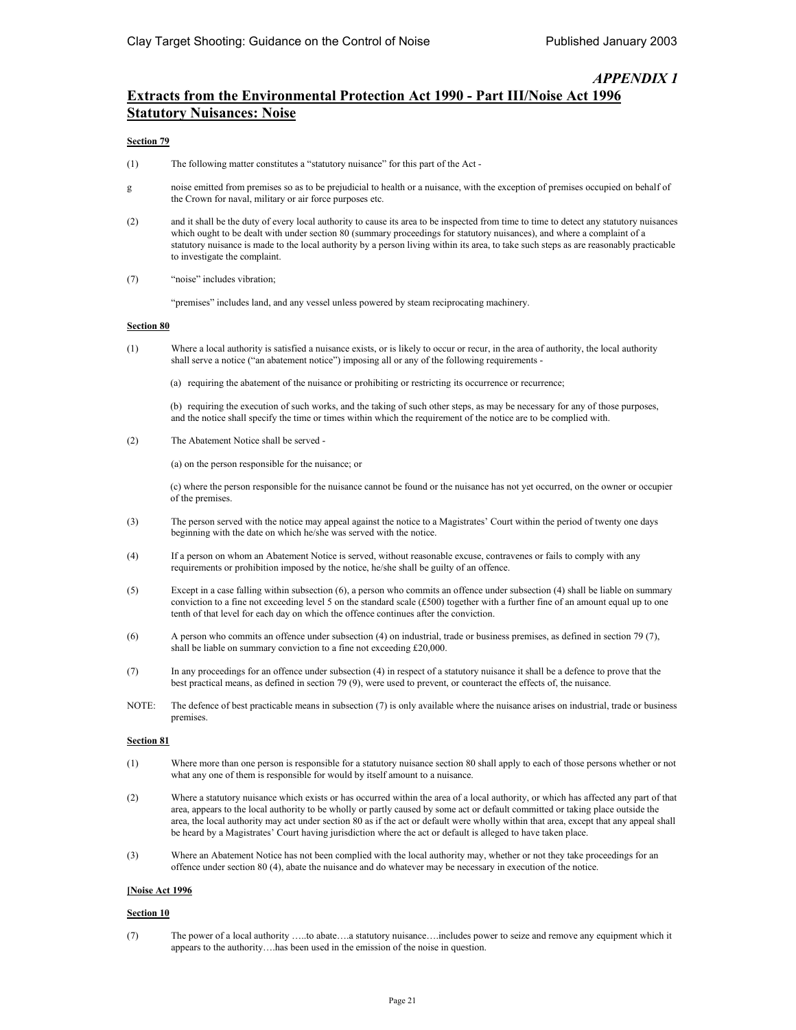*APPENDIX 1*

## Extracts from the Environmental Protection Act 1990 - Part III/Noise Act 1996 Statutory Nuisances: Noise

**Section 79**

(1) The following matter constitutes a "statutory nuisance" for this part of the Act -

g noise emitted from premises so as to be prejudicial to health or a nuisance, with the exception of premises occupied on behalf of the Crown for naval, military or air force purposes etc.

(2) and it shall be the duty of every local authority to cause its area to be inspected from time to time to detect any statutory nuisances which ought to be dealt with under section 80 (summary proceedings for statutory nuisances), and where a complaint of a statutory nuisance is made to the local authority by a person living within its area, to take such steps as are reasonably practicable to investigate the complaint.

(7) "noise" includes vibration;

"premises" includes land, and any vessel unless powered by steam reciprocating machinery.

**Section 80**

(1) Where a local authority is satisfied a nuisance exists, or is likely to occur or recur, in the area of authority, the local authority shall serve a notice ("an abatement notice") imposing all or any of the following requirements -

(a) requiring the abatement of the nuisance or prohibiting or restricting its occurrence or recurrence;

(b) requiring the execution of such works, and the taking of such other steps, as may be necessary for any of those purposes, and the notice shall specify the time or times within which the requirement of the notice are to be complied with.

(2) The Abatement Notice shall be served -

(a) on the person responsible for the nuisance; or

(c) where the person responsible for the nuisance cannot be found or the nuisance has not yet occurred, on the owner or occupier of the premises.

(3) The person served with the notice may appeal against the notice to a Magistrates' Court within the period of twenty one days beginning with the date on which he/she was served with the notice.

(4) If a person on whom an Abatement Notice is served, without reasonable excuse, contravenes or fails to comply with any requirements or prohibition imposed by the notice, he/she shall be guilty of an offence.

(5) Except in a case falling within subsection (6), a person who commits an offence under subsection (4) shall be liable on summary conviction to a fine not exceeding level 5 on the standard scale (£500) together with a further fine of an amount equal up to one tenth of that level for each day on which the offence continues after the conviction.

(6) A person who commits an offence under subsection (4) on industrial, trade or business premises, as defined in section 79 (7), shall be liable on summary conviction to a fine not exceeding £20,000.

(7) In any proceedings for an offence under subsection (4) in respect of a statutory nuisance it shall be a defence to prove that the best practical means, as defined in section 79 (9), were used to prevent, or counteract the effects of, the nuisance.

NOTE: The defence of best practicable means in subsection (7) is only available where the nuisance arises on industrial, trade or business premises.

**Section 81**

(1) Where more than one person is responsible for a statutory nuisance section 80 shall apply to each of those persons whether or not what any one of them is responsible for would by itself amount to a nuisance.

(2) Where a statutory nuisance which exists or has occurred within the area of a local authority, or which has affected any part of that area, appears to the local authority to be wholly or partly caused by some act or default committed or taking place outside the area, the local authority may act under section 80 as if the act or default were wholly within that area, except that any appeal shall be heard by a Magistrates' Court having jurisdiction where the act or default is alleged to have taken place.

(3) Where an Abatement Notice has not been complied with the local authority may, whether or not they take proceedings for an offence under section 80 (4), abate the nuisance and do whatever may be necessary in execution of the notice.

**[Noise Act 1996**

**Section 10**

(7) The power of a local authority …..to abate….a statutory nuisance….includes power to seize and remove any equipment which it appears to the authority….has been used in the emission of the noise in question.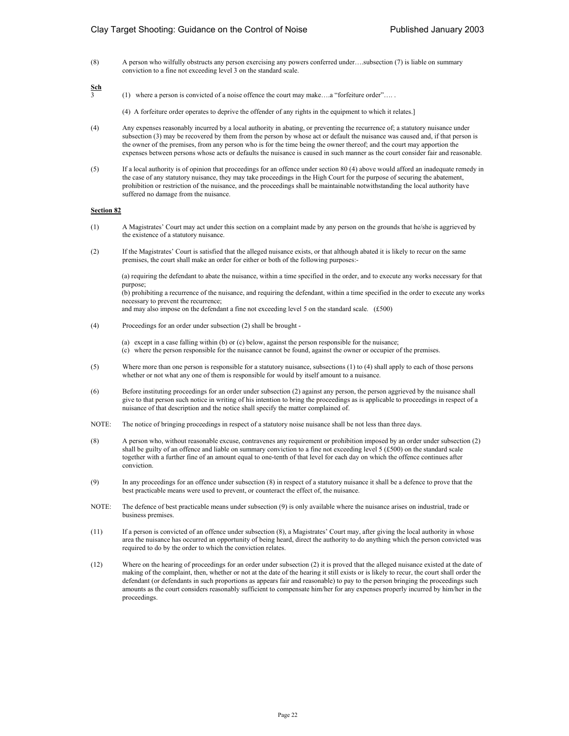(8) A person who wilfully obstructs any person exercising any powers conferred under….subsection (7) is liable on summary conviction to a fine not exceeding level 3 on the standard scale.

**Sch 3**

(1) where a person is convicted of a noise offence the court may make….a "forfeiture order"…. .

(4) A forfeiture order operates to deprive the offender of any rights in the equipment to which it relates.]

(4) Any expenses reasonably incurred by a local authority in abating, or preventing the recurrence of; a statutory nuisance under subsection (3) may be recovered by them from the person by whose act or default the nuisance was caused and, if that person is the owner of the premises, from any person who is for the time being the owner thereof; and the court may apportion the expenses between persons whose acts or defaults the nuisance is caused in such manner as the court consider fair and reasonable.

(5) If a local authority is of opinion that proceedings for an offence under section 80 (4) above would afford an inadequate remedy in the case of any statutory nuisance, they may take proceedings in the High Court for the purpose of securing the abatement, prohibition or restriction of the nuisance, and the proceedings shall be maintainable notwithstanding the local authority have suffered no damage from the nuisance.

**Section 82**

(1) A Magistrates' Court may act under this section on a complaint made by any person on the grounds that he/she is aggrieved by the existence of a statutory nuisance.

(2) If the Magistrates' Court is satisfied that the alleged nuisance exists, or that although abated it is likely to recur on the same premises, the court shall make an order for either or both of the following purposes:-

(a) requiring the defendant to abate the nuisance, within a time specified in the order, and to execute any works necessary for that purpose;
(b) prohibiting a recurrence of the nuisance, and requiring the defendant, within a time specified in the order to execute any works necessary to prevent the recurrence;
and may also impose on the defendant a fine not exceeding level 5 on the standard scale. (£500)

(4) Proceedings for an order under subsection (2) shall be brought -

(a) except in a case falling within (b) or (c) below, against the person responsible for the nuisance;
(c) where the person responsible for the nuisance cannot be found, against the owner or occupier of the premises.

(5) Where more than one person is responsible for a statutory nuisance, subsections (1) to (4) shall apply to each of those persons whether or not what any one of them is responsible for would by itself amount to a nuisance.

(6) Before instituting proceedings for an order under subsection (2) against any person, the person aggrieved by the nuisance shall give to that person such notice in writing of his intention to bring the proceedings as is applicable to proceedings in respect of a nuisance of that description and the notice shall specify the matter complained of.

NOTE: The notice of bringing proceedings in respect of a statutory noise nuisance shall be not less than three days.

(8) A person who, without reasonable excuse, contravenes any requirement or prohibition imposed by an order under subsection (2) shall be guilty of an offence and liable on summary conviction to a fine not exceeding level 5 (£500) on the standard scale together with a further fine of an amount equal to one-tenth of that level for each day on which the offence continues after conviction.

(9) In any proceedings for an offence under subsection (8) in respect of a statutory nuisance it shall be a defence to prove that the best practicable means were used to prevent, or counteract the effect of, the nuisance.

NOTE: The defence of best practicable means under subsection (9) is only available where the nuisance arises on industrial, trade or business premises.

(11) If a person is convicted of an offence under subsection (8), a Magistrates' Court may, after giving the local authority in whose area the nuisance has occurred an opportunity of being heard, direct the authority to do anything which the person convicted was required to do by the order to which the conviction relates.

(12) Where on the hearing of proceedings for an order under subsection (2) it is proved that the alleged nuisance existed at the date of making of the complaint, then, whether or not at the date of the hearing it still exists or is likely to recur, the court shall order the defendant (or defendants in such proportions as appears fair and reasonable) to pay to the person bringing the proceedings such amounts as the court considers reasonably sufficient to compensate him/her for any expenses properly incurred by him/her in the proceedings.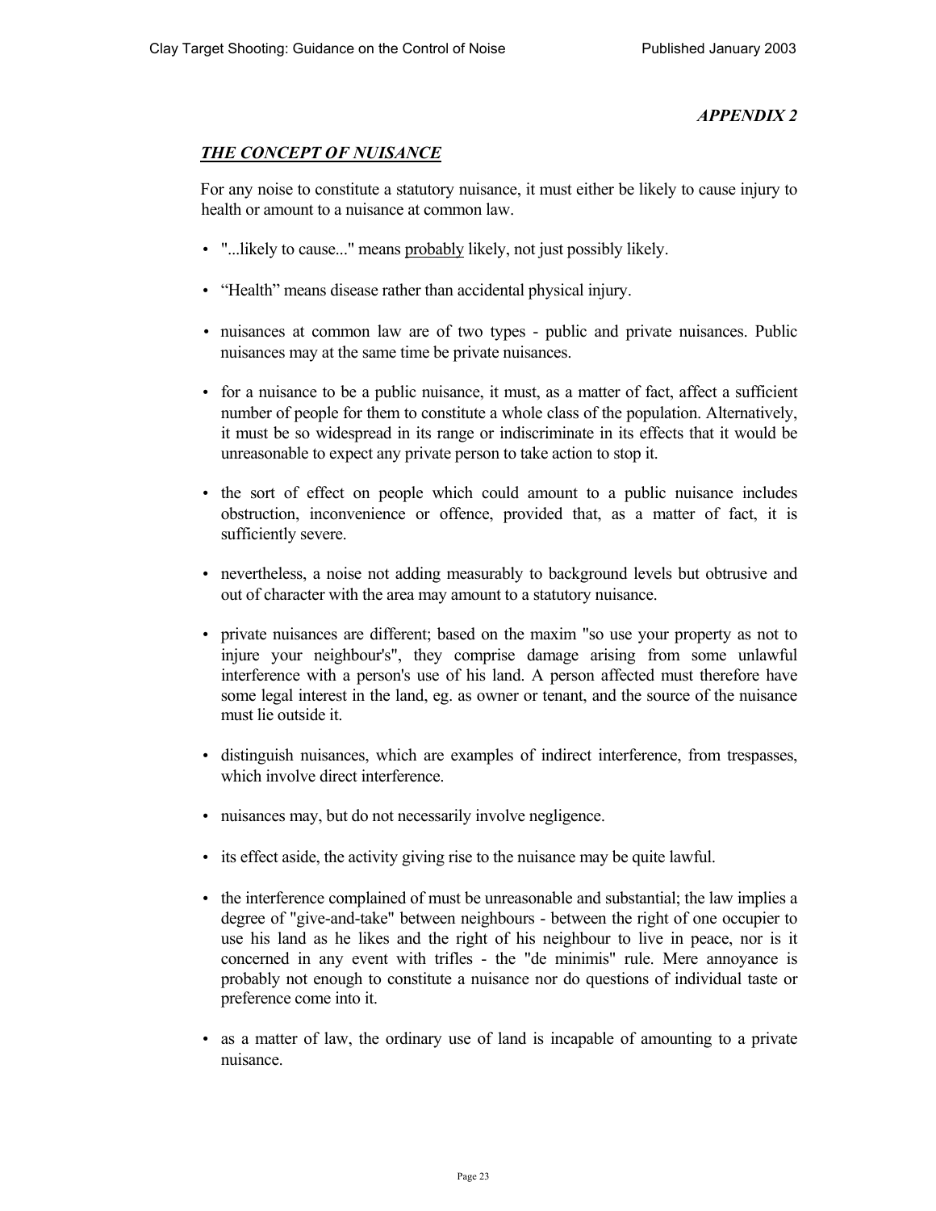*APPENDIX 2*

## ***THE CONCEPT OF NUISANCE***

For any noise to constitute a statutory nuisance, it must either be likely to cause injury to health or amount to a nuisance at common law.

- "...likely to cause..." means probably likely, not just possibly likely.
- “Health” means disease rather than accidental physical injury.
- nuisances at common law are of two types - public and private nuisances. Public nuisances may at the same time be private nuisances.
- for a nuisance to be a public nuisance, it must, as a matter of fact, affect a sufficient number of people for them to constitute a whole class of the population. Alternatively, it must be so widespread in its range or indiscriminate in its effects that it would be unreasonable to expect any private person to take action to stop it.
- the sort of effect on people which could amount to a public nuisance includes obstruction, inconvenience or offence, provided that, as a matter of fact, it is sufficiently severe.
- nevertheless, a noise not adding measurably to background levels but obtrusive and out of character with the area may amount to a statutory nuisance.
- private nuisances are different; based on the maxim "so use your property as not to injure your neighbour's", they comprise damage arising from some unlawful interference with a person's use of his land. A person affected must therefore have some legal interest in the land, eg. as owner or tenant, and the source of the nuisance must lie outside it.
- distinguish nuisances, which are examples of indirect interference, from trespasses, which involve direct interference.
- nuisances may, but do not necessarily involve negligence.
- its effect aside, the activity giving rise to the nuisance may be quite lawful.
- the interference complained of must be unreasonable and substantial; the law implies a degree of "give-and-take" between neighbours - between the right of one occupier to use his land as he likes and the right of his neighbour to live in peace, nor is it concerned in any event with trifles - the "de minimis" rule. Mere annoyance is probably not enough to constitute a nuisance nor do questions of individual taste or preference come into it.
- as a matter of law, the ordinary use of land is incapable of amounting to a private nuisance.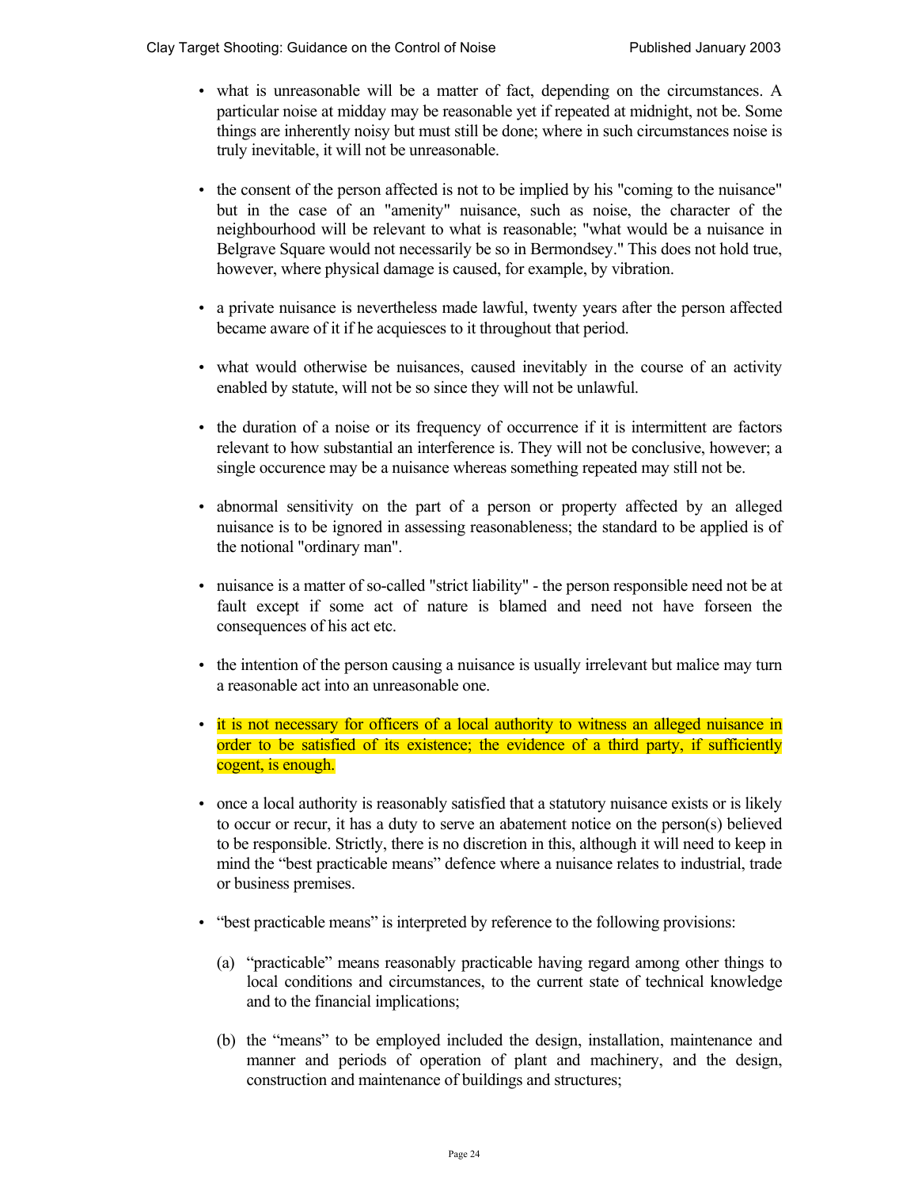- what is unreasonable will be a matter of fact, depending on the circumstances. A particular noise at midday may be reasonable yet if repeated at midnight, not be. Some things are inherently noisy but must still be done; where in such circumstances noise is truly inevitable, it will not be unreasonable.

- the consent of the person affected is not to be implied by his "coming to the nuisance" but in the case of an "amenity" nuisance, such as noise, the character of the neighbourhood will be relevant to what is reasonable; "what would be a nuisance in Belgrave Square would not necessarily be so in Bermondsey." This does not hold true, however, where physical damage is caused, for example, by vibration.

- a private nuisance is nevertheless made lawful, twenty years after the person affected became aware of it if he acquiesces to it throughout that period.

- what would otherwise be nuisances, caused inevitably in the course of an activity enabled by statute, will not be so since they will not be unlawful.

- the duration of a noise or its frequency of occurrence if it is intermittent are factors relevant to how substantial an interference is. They will not be conclusive, however; a single occurence may be a nuisance whereas something repeated may still not be.

- abnormal sensitivity on the part of a person or property affected by an alleged nuisance is to be ignored in assessing reasonableness; the standard to be applied is of the notional "ordinary man".

- nuisance is a matter of so-called "strict liability" - the person responsible need not be at fault except if some act of nature is blamed and need not have forseen the consequences of his act etc.

- the intention of the person causing a nuisance is usually irrelevant but malice may turn a reasonable act into an unreasonable one.

- it is not necessary for officers of a local authority to witness an alleged nuisance in order to be satisfied of its existence; the evidence of a third party, if sufficiently cogent, is enough.

- once a local authority is reasonably satisfied that a statutory nuisance exists or is likely to occur or recur, it has a duty to serve an abatement notice on the person(s) believed to be responsible. Strictly, there is no discretion in this, although it will need to keep in mind the "best practicable means" defence where a nuisance relates to industrial, trade or business premises.

- "best practicable means" is interpreted by reference to the following provisions:

  (a) "practicable" means reasonably practicable having regard among other things to local conditions and circumstances, to the current state of technical knowledge and to the financial implications;

  (b) the "means" to be employed included the design, installation, maintenance and manner and periods of operation of plant and machinery, and the design, construction and maintenance of buildings and structures;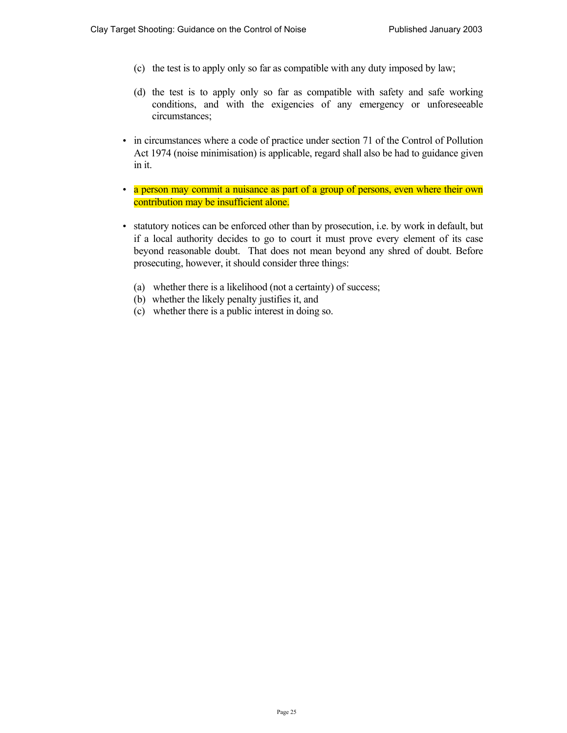(c) the test is to apply only so far as compatible with any duty imposed by law;

(d) the test is to apply only so far as compatible with safety and safe working conditions, and with the exigencies of any emergency or unforeseeable circumstances;

- in circumstances where a code of practice under section 71 of the Control of Pollution Act 1974 (noise minimisation) is applicable, regard shall also be had to guidance given in it.

- a person may commit a nuisance as part of a group of persons, even where their own contribution may be insufficient alone.

- statutory notices can be enforced other than by prosecution, i.e. by work in default, but if a local authority decides to go to court it must prove every element of its case beyond reasonable doubt. That does not mean beyond any shred of doubt. Before prosecuting, however, it should consider three things:

  (a) whether there is a likelihood (not a certainty) of success;
  (b) whether the likely penalty justifies it, and
  (c) whether there is a public interest in doing so.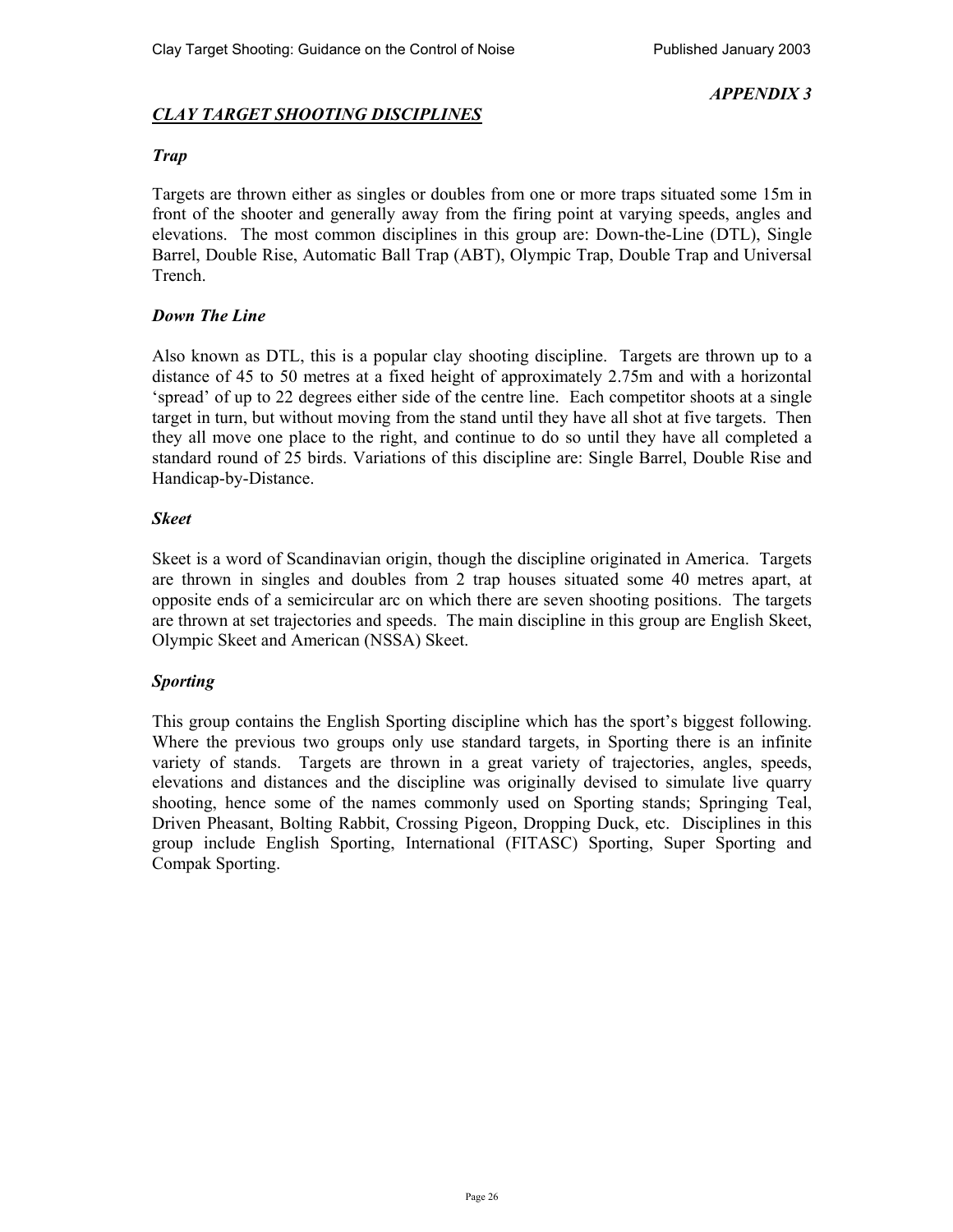*APPENDIX 3*

## ***CLAY TARGET SHOOTING DISCIPLINES***

### *Trap*

Targets are thrown either as singles or doubles from one or more traps situated some 15m in front of the shooter and generally away from the firing point at varying speeds, angles and elevations. The most common disciplines in this group are: Down-the-Line (DTL), Single Barrel, Double Rise, Automatic Ball Trap (ABT), Olympic Trap, Double Trap and Universal Trench.

### *Down The Line*

Also known as DTL, this is a popular clay shooting discipline. Targets are thrown up to a distance of 45 to 50 metres at a fixed height of approximately 2.75m and with a horizontal 'spread' of up to 22 degrees either side of the centre line. Each competitor shoots at a single target in turn, but without moving from the stand until they have all shot at five targets. Then they all move one place to the right, and continue to do so until they have all completed a standard round of 25 birds. Variations of this discipline are: Single Barrel, Double Rise and Handicap-by-Distance.

### *Skeet*

Skeet is a word of Scandinavian origin, though the discipline originated in America. Targets are thrown in singles and doubles from 2 trap houses situated some 40 metres apart, at opposite ends of a semicircular arc on which there are seven shooting positions. The targets are thrown at set trajectories and speeds. The main discipline in this group are English Skeet, Olympic Skeet and American (NSSA) Skeet.

### *Sporting*

This group contains the English Sporting discipline which has the sport's biggest following. Where the previous two groups only use standard targets, in Sporting there is an infinite variety of stands. Targets are thrown in a great variety of trajectories, angles, speeds, elevations and distances and the discipline was originally devised to simulate live quarry shooting, hence some of the names commonly used on Sporting stands; Springing Teal, Driven Pheasant, Bolting Rabbit, Crossing Pigeon, Dropping Duck, etc. Disciplines in this group include English Sporting, International (FITASC) Sporting, Super Sporting and Compak Sporting.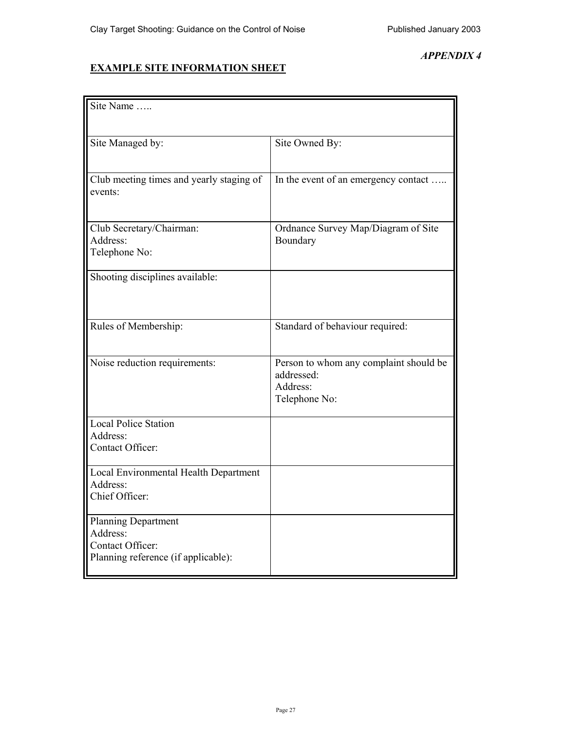*APPENDIX 4*

## EXAMPLE SITE INFORMATION SHEET

| Site Name ….. | |
|---|---|
| Site Managed by: | Site Owned By: |
| Club meeting times and yearly staging of events: | In the event of an emergency contact ….. |
| Club Secretary/Chairman:<br>Address:<br>Telephone No: | Ordnance Survey Map/Diagram of Site Boundary |
| Shooting disciplines available: | |
| Rules of Membership: | Standard of behaviour required: |
| Noise reduction requirements: | Person to whom any complaint should be addressed:<br>Address:<br>Telephone No: |
| Local Police Station<br>Address:<br>Contact Officer: | |
| Local Environmental Health Department<br>Address:<br>Chief Officer: | |
| Planning Department<br>Address:<br>Contact Officer:<br>Planning reference (if applicable): | |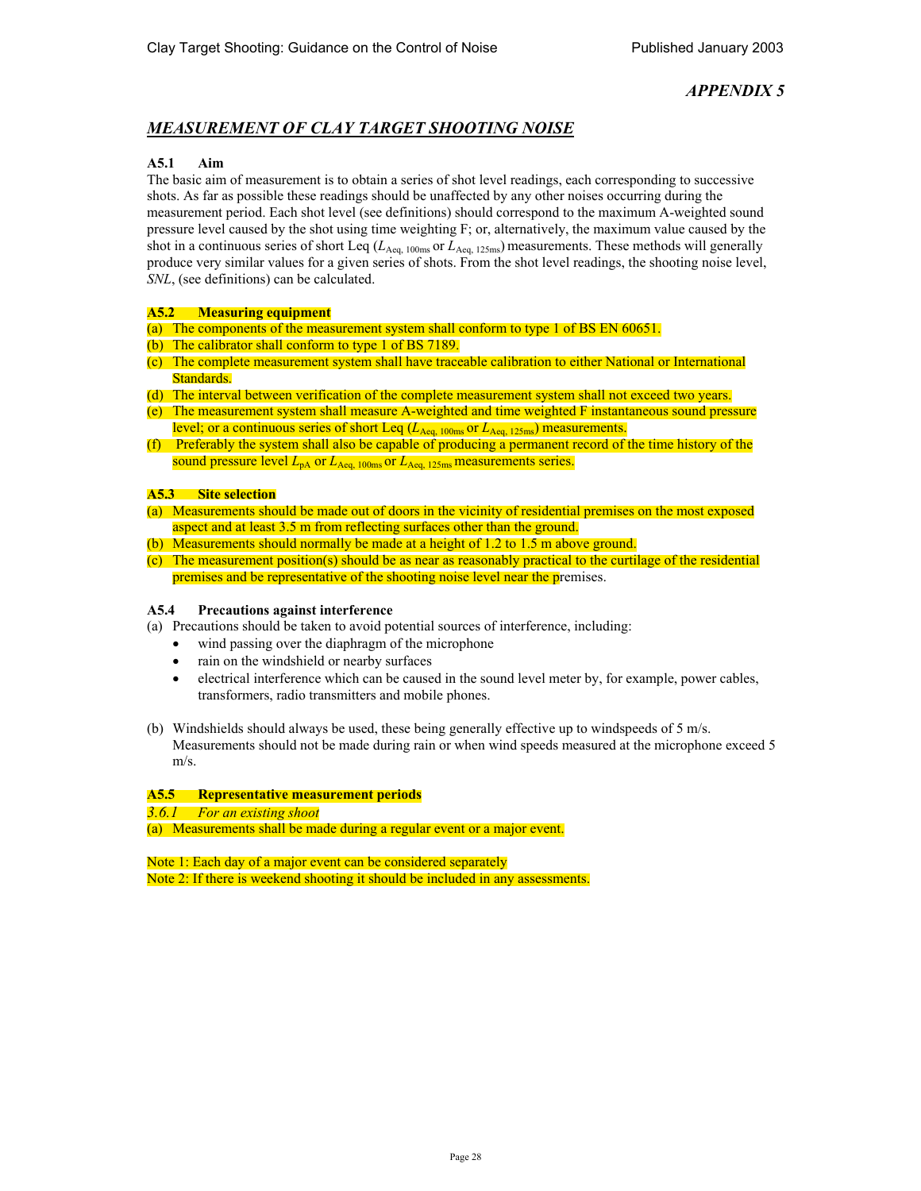## APPENDIX 5

## MEASUREMENT OF CLAY TARGET SHOOTING NOISE

### A5.1 Aim

The basic aim of measurement is to obtain a series of shot level readings, each corresponding to successive shots. As far as possible these readings should be unaffected by any other noises occurring during the measurement period. Each shot level (see definitions) should correspond to the maximum A-weighted sound pressure level caused by the shot using time weighting F; or, alternatively, the maximum value caused by the shot in a continuous series of short Leq ($L_{Aeq,\ 100ms}$ or $L_{Aeq,\ 125ms}$) measurements. These methods will generally produce very similar values for a given series of shots. From the shot level readings, the shooting noise level, *SNL*, (see definitions) can be calculated.

### A5.2 Measuring equipment

(a) The components of the measurement system shall conform to type 1 of BS EN 60651.
(b) The calibrator shall conform to type 1 of BS 7189.
(c) The complete measurement system shall have traceable calibration to either National or International Standards.
(d) The interval between verification of the complete measurement system shall not exceed two years.
(e) The measurement system shall measure A-weighted and time weighted F instantaneous sound pressure level; or a continuous series of short Leq ($L_{Aeq,\ 100ms}$ or $L_{Aeq,\ 125ms}$) measurements.
(f) Preferably the system shall also be capable of producing a permanent record of the time history of the sound pressure level $L_{pA}$ or $L_{Aeq,\ 100ms}$ or $L_{Aeq,\ 125ms}$ measurements series.

### A5.3 Site selection

(a) Measurements should be made out of doors in the vicinity of residential premises on the most exposed aspect and at least 3.5 m from reflecting surfaces other than the ground.
(b) Measurements should normally be made at a height of 1.2 to 1.5 m above ground.
(c) The measurement position(s) should be as near as reasonably practical to the curtilage of the residential premises and be representative of the shooting noise level near the premises.

### A5.4 Precautions against interference

(a) Precautions should be taken to avoid potential sources of interference, including:
   - wind passing over the diaphragm of the microphone
   - rain on the windshield or nearby surfaces
   - electrical interference which can be caused in the sound level meter by, for example, power cables, transformers, radio transmitters and mobile phones.

(b) Windshields should always be used, these being generally effective up to windspeeds of 5 m/s. Measurements should not be made during rain or when wind speeds measured at the microphone exceed 5 m/s.

### A5.5 Representative measurement periods

*3.6.1 For an existing shoot*

(a) Measurements shall be made during a regular event or a major event.

Note 1: Each day of a major event can be considered separately
Note 2: If there is weekend shooting it should be included in any assessments.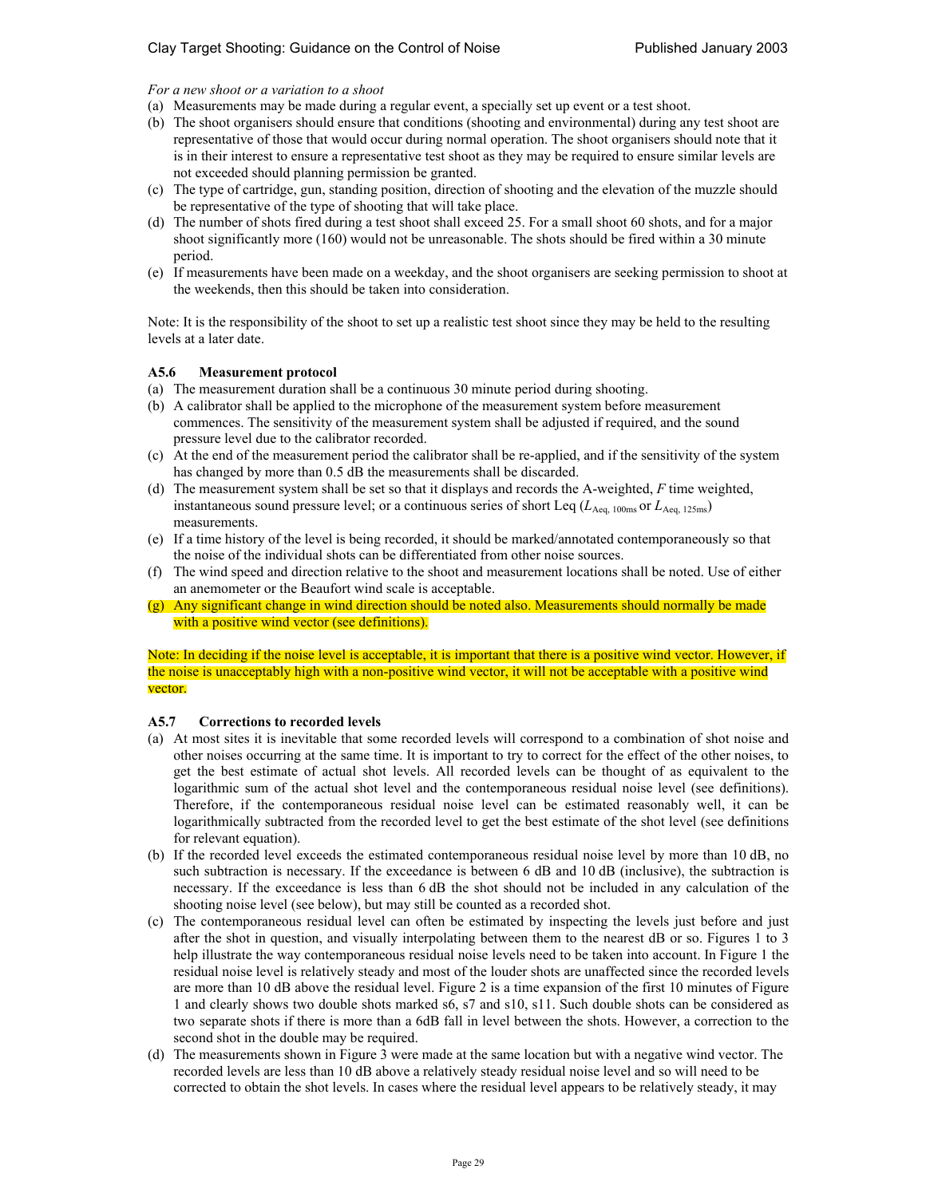*For a new shoot or a variation to a shoot*

(a) Measurements may be made during a regular event, a specially set up event or a test shoot.
(b) The shoot organisers should ensure that conditions (shooting and environmental) during any test shoot are representative of those that would occur during normal operation. The shoot organisers should note that it is in their interest to ensure a representative test shoot as they may be required to ensure similar levels are not exceeded should planning permission be granted.
(c) The type of cartridge, gun, standing position, direction of shooting and the elevation of the muzzle should be representative of the type of shooting that will take place.
(d) The number of shots fired during a test shoot shall exceed 25. For a small shoot 60 shots, and for a major shoot significantly more (160) would not be unreasonable. The shots should be fired within a 30 minute period.
(e) If measurements have been made on a weekday, and the shoot organisers are seeking permission to shoot at the weekends, then this should be taken into consideration.

Note: It is the responsibility of the shoot to set up a realistic test shoot since they may be held to the resulting levels at a later date.

### A5.6 Measurement protocol

(a) The measurement duration shall be a continuous 30 minute period during shooting.
(b) A calibrator shall be applied to the microphone of the measurement system before measurement commences. The sensitivity of the measurement system shall be adjusted if required, and the sound pressure level due to the calibrator recorded.
(c) At the end of the measurement period the calibrator shall be re-applied, and if the sensitivity of the system has changed by more than 0.5 dB the measurements shall be discarded.
(d) The measurement system shall be set so that it displays and records the A-weighted, *F* time weighted, instantaneous sound pressure level; or a continuous series of short Leq ($L_{\text{Aeq, 100ms}}$ or $L_{\text{Aeq, 125ms}}$) measurements.
(e) If a time history of the level is being recorded, it should be marked/annotated contemporaneously so that the noise of the individual shots can be differentiated from other noise sources.
(f) The wind speed and direction relative to the shoot and measurement locations shall be noted. Use of either an anemometer or the Beaufort wind scale is acceptable.
(g) Any significant change in wind direction should be noted also. Measurements should normally be made with a positive wind vector (see definitions).

Note: In deciding if the noise level is acceptable, it is important that there is a positive wind vector. However, if the noise is unacceptably high with a non-positive wind vector, it will not be acceptable with a positive wind vector.

### A5.7 Corrections to recorded levels

(a) At most sites it is inevitable that some recorded levels will correspond to a combination of shot noise and other noises occurring at the same time. It is important to try to correct for the effect of the other noises, to get the best estimate of actual shot levels. All recorded levels can be thought of as equivalent to the logarithmic sum of the actual shot level and the contemporaneous residual noise level (see definitions). Therefore, if the contemporaneous residual noise level can be estimated reasonably well, it can be logarithmically subtracted from the recorded level to get the best estimate of the shot level (see definitions for relevant equation).
(b) If the recorded level exceeds the estimated contemporaneous residual noise level by more than 10 dB, no such subtraction is necessary. If the exceedance is between 6 dB and 10 dB (inclusive), the subtraction is necessary. If the exceedance is less than 6 dB the shot should not be included in any calculation of the shooting noise level (see below), but may still be counted as a recorded shot.
(c) The contemporaneous residual level can often be estimated by inspecting the levels just before and just after the shot in question, and visually interpolating between them to the nearest dB or so. Figures 1 to 3 help illustrate the way contemporaneous residual noise levels need to be taken into account. In Figure 1 the residual noise level is relatively steady and most of the louder shots are unaffected since the recorded levels are more than 10 dB above the residual level. Figure 2 is a time expansion of the first 10 minutes of Figure 1 and clearly shows two double shots marked s6, s7 and s10, s11. Such double shots can be considered as two separate shots if there is more than a 6dB fall in level between the shots. However, a correction to the second shot in the double may be required.
(d) The measurements shown in Figure 3 were made at the same location but with a negative wind vector. The recorded levels are less than 10 dB above a relatively steady residual noise level and so will need to be corrected to obtain the shot levels. In cases where the residual level appears to be relatively steady, it may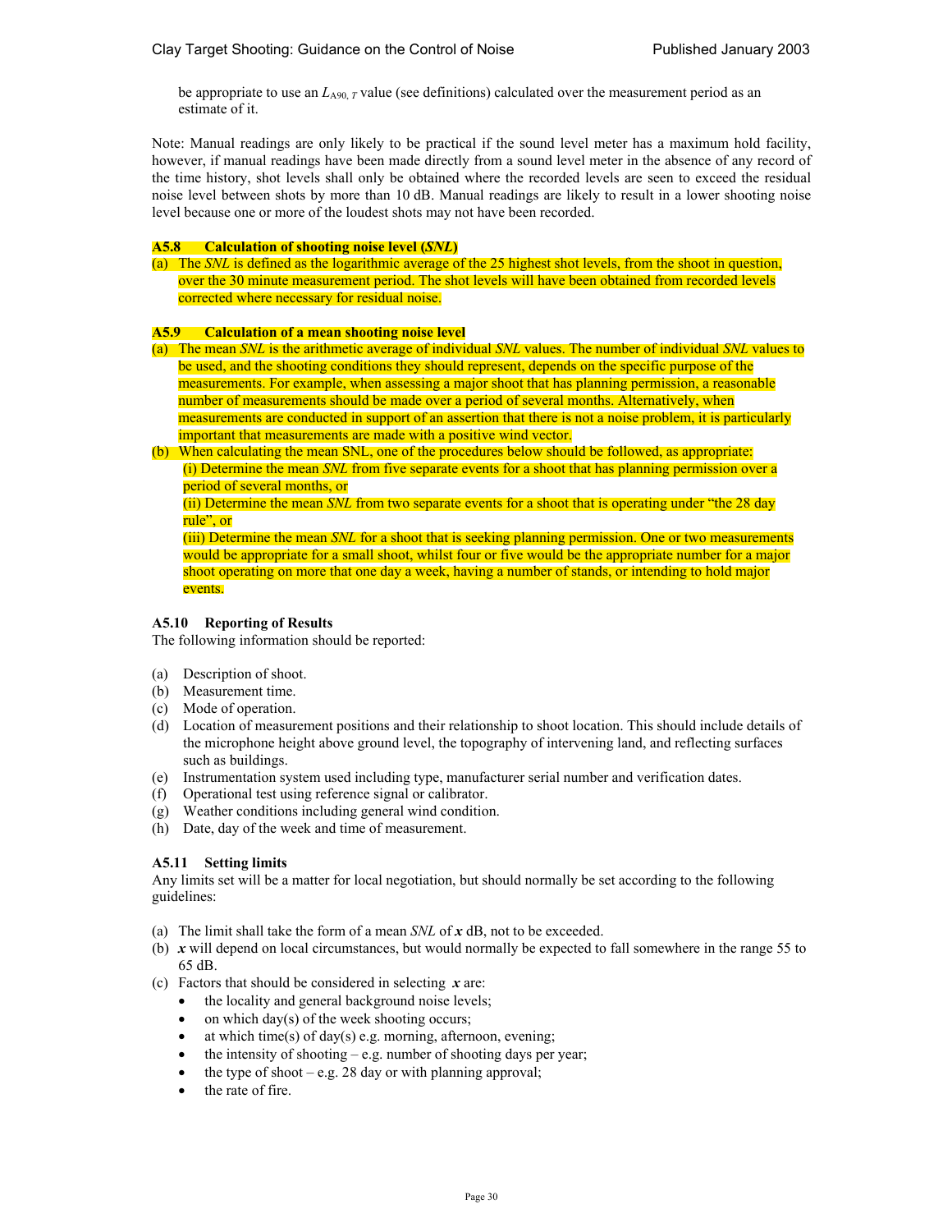be appropriate to use an $L_{A90,\,T}$ value (see definitions) calculated over the measurement period as an estimate of it.

Note: Manual readings are only likely to be practical if the sound level meter has a maximum hold facility, however, if manual readings have been made directly from a sound level meter in the absence of any record of the time history, shot levels shall only be obtained where the recorded levels are seen to exceed the residual noise level between shots by more than 10 dB. Manual readings are likely to result in a lower shooting noise level because one or more of the loudest shots may not have been recorded.

**A5.8 Calculation of shooting noise level (*SNL*)**

(a) The *SNL* is defined as the logarithmic average of the 25 highest shot levels, from the shoot in question, over the 30 minute measurement period. The shot levels will have been obtained from recorded levels corrected where necessary for residual noise.

**A5.9 Calculation of a mean shooting noise level**

(a) The mean *SNL* is the arithmetic average of individual *SNL* values. The number of individual *SNL* values to be used, and the shooting conditions they should represent, depends on the specific purpose of the measurements. For example, when assessing a major shoot that has planning permission, a reasonable number of measurements should be made over a period of several months. Alternatively, when measurements are conducted in support of an assertion that there is not a noise problem, it is particularly important that measurements are made with a positive wind vector.

(b) When calculating the mean SNL, one of the procedures below should be followed, as appropriate:
(i) Determine the mean *SNL* from five separate events for a shoot that has planning permission over a period of several months, or
(ii) Determine the mean *SNL* from two separate events for a shoot that is operating under "the 28 day rule", or
(iii) Determine the mean *SNL* for a shoot that is seeking planning permission. One or two measurements would be appropriate for a small shoot, whilst four or five would be the appropriate number for a major shoot operating on more that one day a week, having a number of stands, or intending to hold major events.

**A5.10 Reporting of Results**

The following information should be reported:

(a) Description of shoot.
(b) Measurement time.
(c) Mode of operation.
(d) Location of measurement positions and their relationship to shoot location. This should include details of the microphone height above ground level, the topography of intervening land, and reflecting surfaces such as buildings.
(e) Instrumentation system used including type, manufacturer serial number and verification dates.
(f) Operational test using reference signal or calibrator.
(g) Weather conditions including general wind condition.
(h) Date, day of the week and time of measurement.

**A5.11 Setting limits**

Any limits set will be a matter for local negotiation, but should normally be set according to the following guidelines:

(a) The limit shall take the form of a mean *SNL* of ***x*** dB, not to be exceeded.
(b) ***x*** will depend on local circumstances, but would normally be expected to fall somewhere in the range 55 to 65 dB.
(c) Factors that should be considered in selecting ***x*** are:
- the locality and general background noise levels;
- on which day(s) of the week shooting occurs;
- at which time(s) of day(s) e.g. morning, afternoon, evening;
- the intensity of shooting – e.g. number of shooting days per year;
- the type of shoot – e.g. 28 day or with planning approval;
- the rate of fire.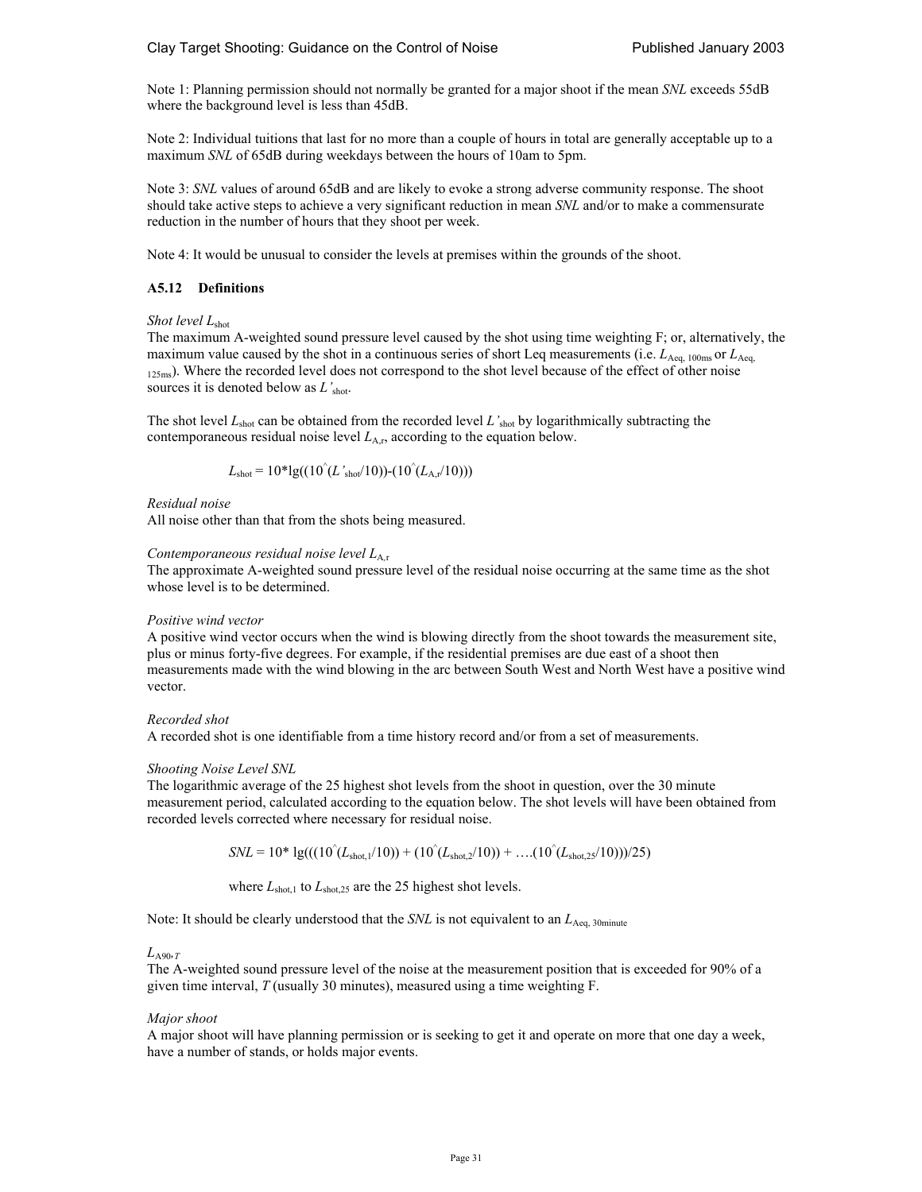Note 1: Planning permission should not normally be granted for a major shoot if the mean *SNL* exceeds 55dB where the background level is less than 45dB.

Note 2: Individual tuitions that last for no more than a couple of hours in total are generally acceptable up to a maximum *SNL* of 65dB during weekdays between the hours of 10am to 5pm.

Note 3: *SNL* values of around 65dB and are likely to evoke a strong adverse community response. The shoot should take active steps to achieve a very significant reduction in mean *SNL* and/or to make a commensurate reduction in the number of hours that they shoot per week.

Note 4: It would be unusual to consider the levels at premises within the grounds of the shoot.

### A5.12 Definitions

*Shot level* $L_{shot}$

The maximum A-weighted sound pressure level caused by the shot using time weighting F; or, alternatively, the maximum value caused by the shot in a continuous series of short Leq measurements (i.e. $L_{Aeq,\ 100ms}$ or $L_{Aeq,\ 125ms}$). Where the recorded level does not correspond to the shot level because of the effect of other noise sources it is denoted below as $L'_{shot}$.

The shot level $L_{shot}$ can be obtained from the recorded level $L'_{shot}$ by logarithmically subtracting the contemporaneous residual noise level $L_{A,r}$, according to the equation below.

$$L_{shot} = 10*\lg((10\hat{}(L'_{shot}/10))-(10\hat{}(L_{A,r}/10)))$$

*Residual noise*

All noise other than that from the shots being measured.

*Contemporaneous residual noise level* $L_{A,r}$

The approximate A-weighted sound pressure level of the residual noise occurring at the same time as the shot whose level is to be determined.

*Positive wind vector*

A positive wind vector occurs when the wind is blowing directly from the shoot towards the measurement site, plus or minus forty-five degrees. For example, if the residential premises are due east of a shoot then measurements made with the wind blowing in the arc between South West and North West have a positive wind vector.

*Recorded shot*

A recorded shot is one identifiable from a time history record and/or from a set of measurements.

*Shooting Noise Level SNL*

The logarithmic average of the 25 highest shot levels from the shoot in question, over the 30 minute measurement period, calculated according to the equation below. The shot levels will have been obtained from recorded levels corrected where necessary for residual noise.

$$SNL = 10*\lg(((10\hat{}(L_{shot,1}/10)) + (10\hat{}(L_{shot,2}/10)) + \ldots(10\hat{}(L_{shot,25}/10)))/25)$$

where $L_{shot,1}$ to $L_{shot,25}$ are the 25 highest shot levels.

Note: It should be clearly understood that the *SNL* is not equivalent to an $L_{Aeq,\ 30minute}$

$L_{A90,T}$

The A-weighted sound pressure level of the noise at the measurement position that is exceeded for 90% of a given time interval, *T* (usually 30 minutes), measured using a time weighting F.

*Major shoot*

A major shoot will have planning permission or is seeking to get it and operate on more that one day a week, have a number of stands, or holds major events.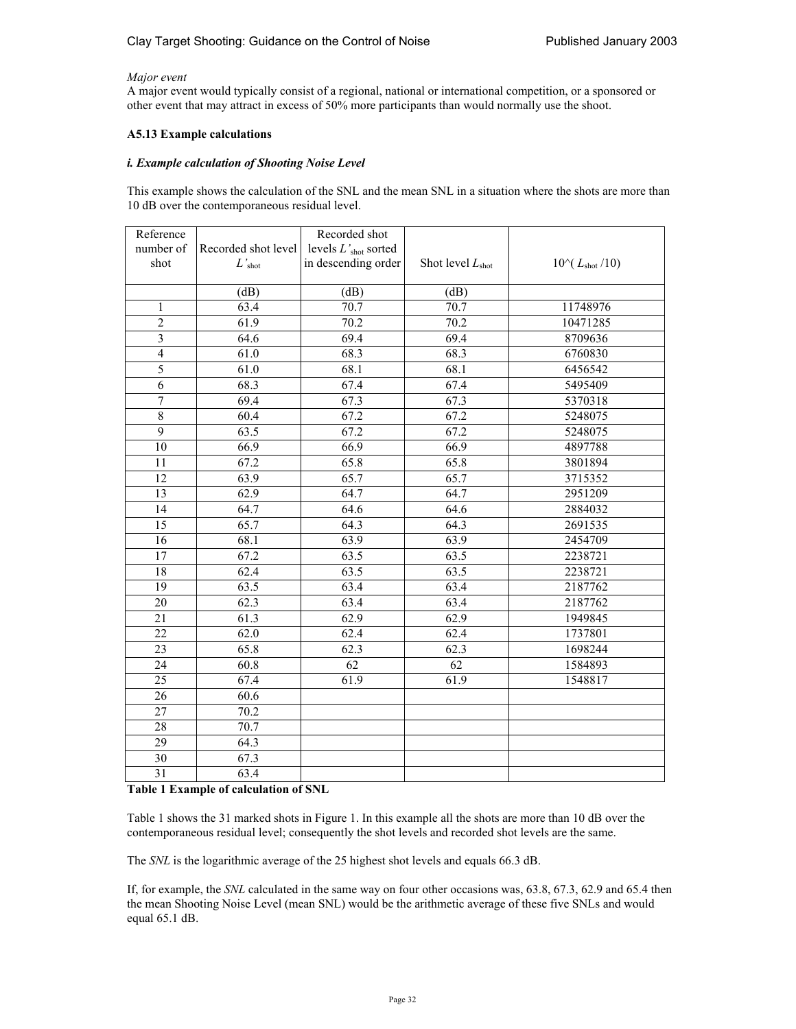*Major event*
A major event would typically consist of a regional, national or international competition, or a sponsored or other event that may attract in excess of 50% more participants than would normally use the shoot.

**A5.13 Example calculations**

***i. Example calculation of Shooting Noise Level***

This example shows the calculation of the SNL and the mean SNL in a situation where the shots are more than 10 dB over the contemporaneous residual level.

| Reference number of shot | Recorded shot level $L'_{shot}$ | Recorded shot levels $L'_{shot}$ sorted in descending order | Shot level $L_{shot}$ | $10^{(L_{shot}/10)}$ |
|---|---|---|---|---|
| | (dB) | (dB) | (dB) | |
| 1 | 63.4 | 70.7 | 70.7 | 11748976 |
| 2 | 61.9 | 70.2 | 70.2 | 10471285 |
| 3 | 64.6 | 69.4 | 69.4 | 8709636 |
| 4 | 61.0 | 68.3 | 68.3 | 6760830 |
| 5 | 61.0 | 68.1 | 68.1 | 6456542 |
| 6 | 68.3 | 67.4 | 67.4 | 5495409 |
| 7 | 69.4 | 67.3 | 67.3 | 5370318 |
| 8 | 60.4 | 67.2 | 67.2 | 5248075 |
| 9 | 63.5 | 67.2 | 67.2 | 5248075 |
| 10 | 66.9 | 66.9 | 66.9 | 4897788 |
| 11 | 67.2 | 65.8 | 65.8 | 3801894 |
| 12 | 63.9 | 65.7 | 65.7 | 3715352 |
| 13 | 62.9 | 64.7 | 64.7 | 2951209 |
| 14 | 64.7 | 64.6 | 64.6 | 2884032 |
| 15 | 65.7 | 64.3 | 64.3 | 2691535 |
| 16 | 68.1 | 63.9 | 63.9 | 2454709 |
| 17 | 67.2 | 63.5 | 63.5 | 2238721 |
| 18 | 62.4 | 63.5 | 63.5 | 2238721 |
| 19 | 63.5 | 63.4 | 63.4 | 2187762 |
| 20 | 62.3 | 63.4 | 63.4 | 2187762 |
| 21 | 61.3 | 62.9 | 62.9 | 1949845 |
| 22 | 62.0 | 62.4 | 62.4 | 1737801 |
| 23 | 65.8 | 62.3 | 62.3 | 1698244 |
| 24 | 60.8 | 62 | 62 | 1584893 |
| 25 | 67.4 | 61.9 | 61.9 | 1548817 |
| 26 | 60.6 | | | |
| 27 | 70.2 | | | |
| 28 | 70.7 | | | |
| 29 | 64.3 | | | |
| 30 | 67.3 | | | |
| 31 | 63.4 | | | |

**Table 1 Example of calculation of SNL**

Table 1 shows the 31 marked shots in Figure 1. In this example all the shots are more than 10 dB over the contemporaneous residual level; consequently the shot levels and recorded shot levels are the same.

The *SNL* is the logarithmic average of the 25 highest shot levels and equals 66.3 dB.

If, for example, the *SNL* calculated in the same way on four other occasions was, 63.8, 67.3, 62.9 and 65.4 then the mean Shooting Noise Level (mean SNL) would be the arithmetic average of these five SNLs and would equal 65.1 dB.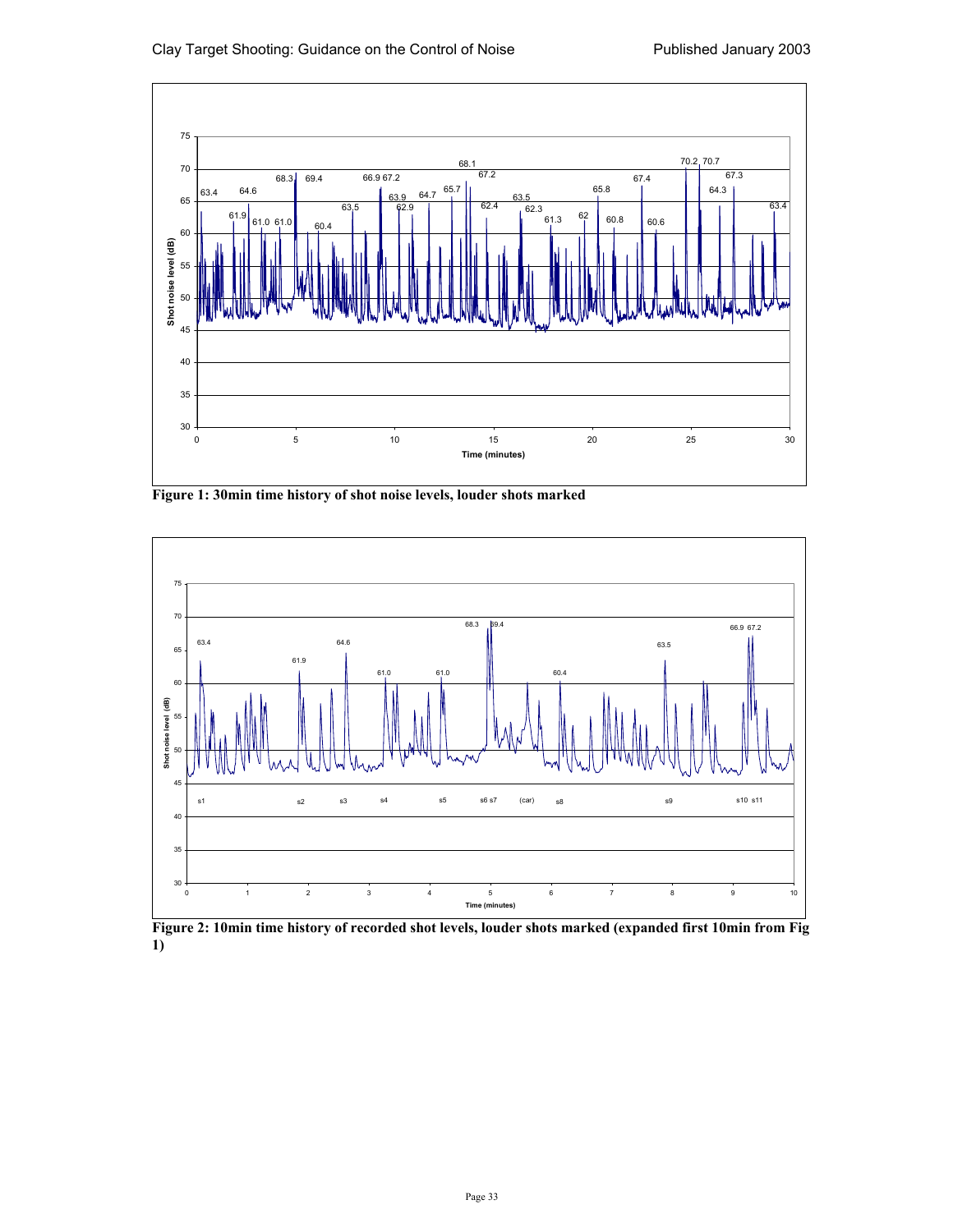Figure 1: 30min time history of shot noise levels, louder shots marked

Figure 2: 10min time history of recorded shot levels, louder shots marked (expanded first 10min from Fig 1)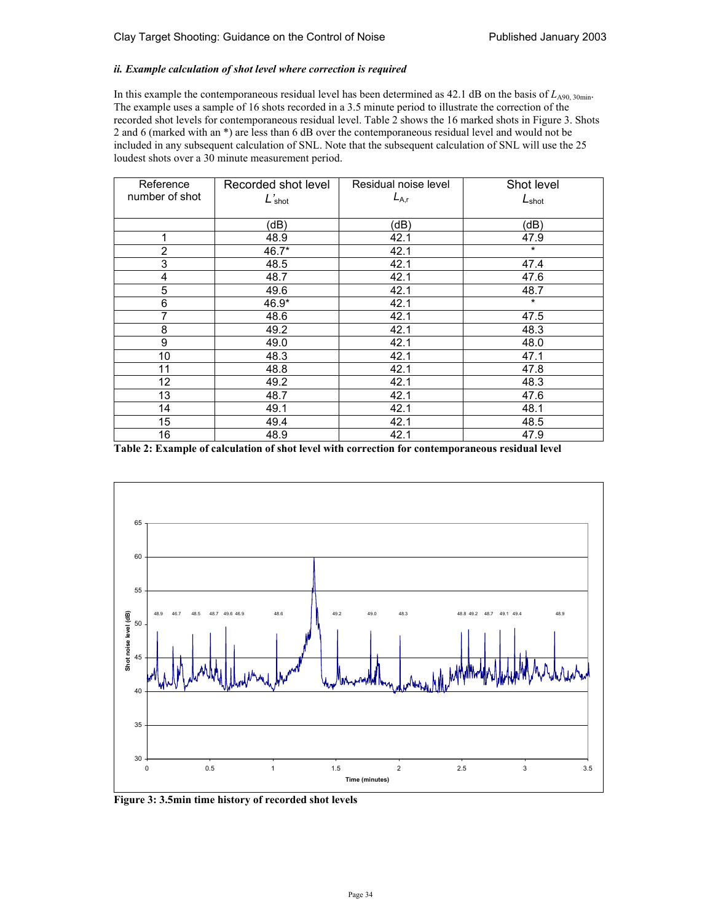### *ii. Example calculation of shot level where correction is required*

In this example the contemporaneous residual level has been determined as 42.1 dB on the basis of $L_{A90,\,30min}$. The example uses a sample of 16 shots recorded in a 3.5 minute period to illustrate the correction of the recorded shot levels for contemporaneous residual level. Table 2 shows the 16 marked shots in Figure 3. Shots 2 and 6 (marked with an *) are less than 6 dB over the contemporaneous residual level and would not be included in any subsequent calculation of SNL. Note that the subsequent calculation of SNL will use the 25 loudest shots over a 30 minute measurement period.

| Reference number of shot | Recorded shot level $L'_{shot}$ | Residual noise level $L_{A,r}$ | Shot level $L_{shot}$ |
|---|---|---|---|
| | (dB) | (dB) | (dB) |
| 1 | 48.9 | 42.1 | 47.9 |
| 2 | 46.7* | 42.1 | * |
| 3 | 48.5 | 42.1 | 47.4 |
| 4 | 48.7 | 42.1 | 47.6 |
| 5 | 49.6 | 42.1 | 48.7 |
| 6 | 46.9* | 42.1 | * |
| 7 | 48.6 | 42.1 | 47.5 |
| 8 | 49.2 | 42.1 | 48.3 |
| 9 | 49.0 | 42.1 | 48.0 |
| 10 | 48.3 | 42.1 | 47.1 |
| 11 | 48.8 | 42.1 | 47.8 |
| 12 | 49.2 | 42.1 | 48.3 |
| 13 | 48.7 | 42.1 | 47.6 |
| 14 | 49.1 | 42.1 | 48.1 |
| 15 | 49.4 | 42.1 | 48.5 |
| 16 | 48.9 | 42.1 | 47.9 |

**Table 2: Example of calculation of shot level with correction for contemporaneous residual level**

**Figure 3: 3.5min time history of recorded shot levels**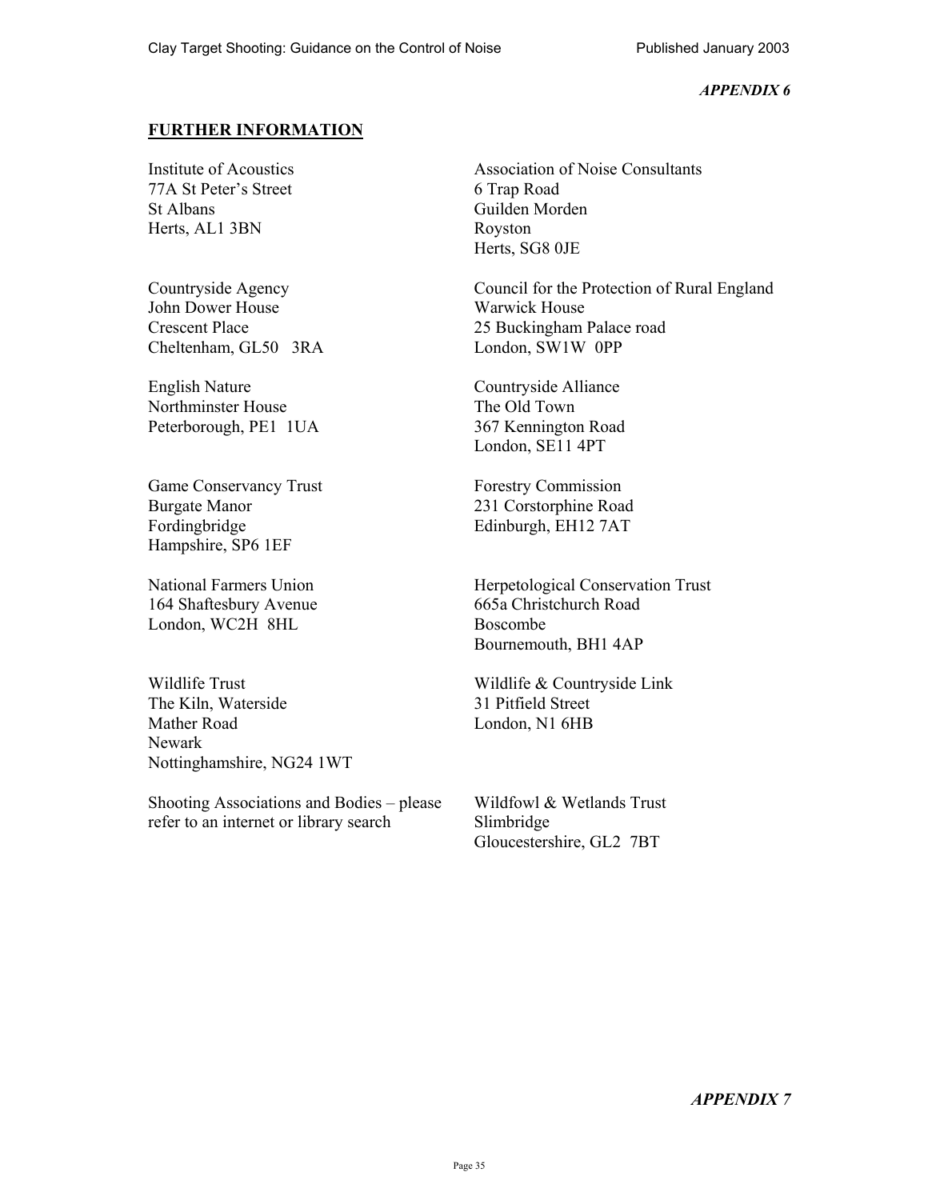*APPENDIX 6*

## FURTHER INFORMATION

Institute of Acoustics
77A St Peter's Street
St Albans
Herts, AL1 3BN

Association of Noise Consultants
6 Trap Road
Guilden Morden
Royston
Herts, SG8 0JE

Countryside Agency
John Dower House
Crescent Place
Cheltenham, GL50 3RA

Council for the Protection of Rural England
Warwick House
25 Buckingham Palace road
London, SW1W 0PP

English Nature
Northminster House
Peterborough, PE1 1UA

Countryside Alliance
The Old Town
367 Kennington Road
London, SE11 4PT

Game Conservancy Trust
Burgate Manor
Fordingbridge
Hampshire, SP6 1EF

Forestry Commission
231 Corstorphine Road
Edinburgh, EH12 7AT

National Farmers Union
164 Shaftesbury Avenue
London, WC2H 8HL

Herpetological Conservation Trust
665a Christchurch Road
Boscombe
Bournemouth, BH1 4AP

Wildlife Trust
The Kiln, Waterside
Mather Road
Newark
Nottinghamshire, NG24 1WT

Wildlife & Countryside Link
31 Pitfield Street
London, N1 6HB

Shooting Associations and Bodies – please refer to an internet or library search

Wildfowl & Wetlands Trust
Slimbridge
Gloucestershire, GL2 7BT

*APPENDIX 7*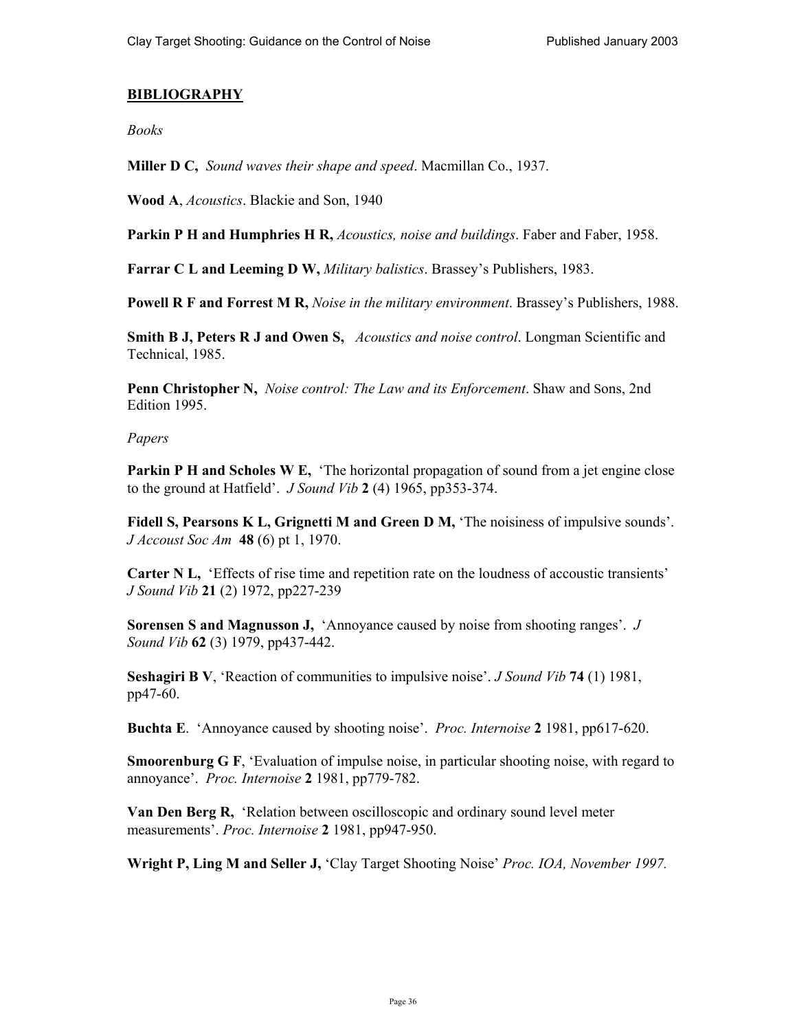## BIBLIOGRAPHY

*Books*

**Miller D C,** *Sound waves their shape and speed*. Macmillan Co., 1937.

**Wood A**, *Acoustics*. Blackie and Son, 1940

**Parkin P H and Humphries H R,** *Acoustics, noise and buildings*. Faber and Faber, 1958.

**Farrar C L and Leeming D W,** *Military balistics*. Brassey's Publishers, 1983.

**Powell R F and Forrest M R,** *Noise in the military environment*. Brassey's Publishers, 1988.

**Smith B J, Peters R J and Owen S,** *Acoustics and noise control*. Longman Scientific and Technical, 1985.

**Penn Christopher N,** *Noise control: The Law and its Enforcement*. Shaw and Sons, 2nd Edition 1995.

*Papers*

**Parkin P H and Scholes W E,** 'The horizontal propagation of sound from a jet engine close to the ground at Hatfield'. *J Sound Vib* **2** (4) 1965, pp353-374.

**Fidell S, Pearsons K L, Grignetti M and Green D M,** 'The noisiness of impulsive sounds'. *J Accoust Soc Am* **48** (6) pt 1, 1970.

**Carter N L,** 'Effects of rise time and repetition rate on the loudness of accoustic transients' *J Sound Vib* **21** (2) 1972, pp227-239

**Sorensen S and Magnusson J,** 'Annoyance caused by noise from shooting ranges'. *J Sound Vib* **62** (3) 1979, pp437-442.

**Seshagiri B V**, 'Reaction of communities to impulsive noise'. *J Sound Vib* **74** (1) 1981, pp47-60.

**Buchta E**. 'Annoyance caused by shooting noise'. *Proc. Internoise* **2** 1981, pp617-620.

**Smoorenburg G F**, 'Evaluation of impulse noise, in particular shooting noise, with regard to annoyance'. *Proc. Internoise* **2** 1981, pp779-782.

**Van Den Berg R,** 'Relation between oscilloscopic and ordinary sound level meter measurements'. *Proc. Internoise* **2** 1981, pp947-950.

**Wright P, Ling M and Seller J,** 'Clay Target Shooting Noise' *Proc. IOA, November 1997.*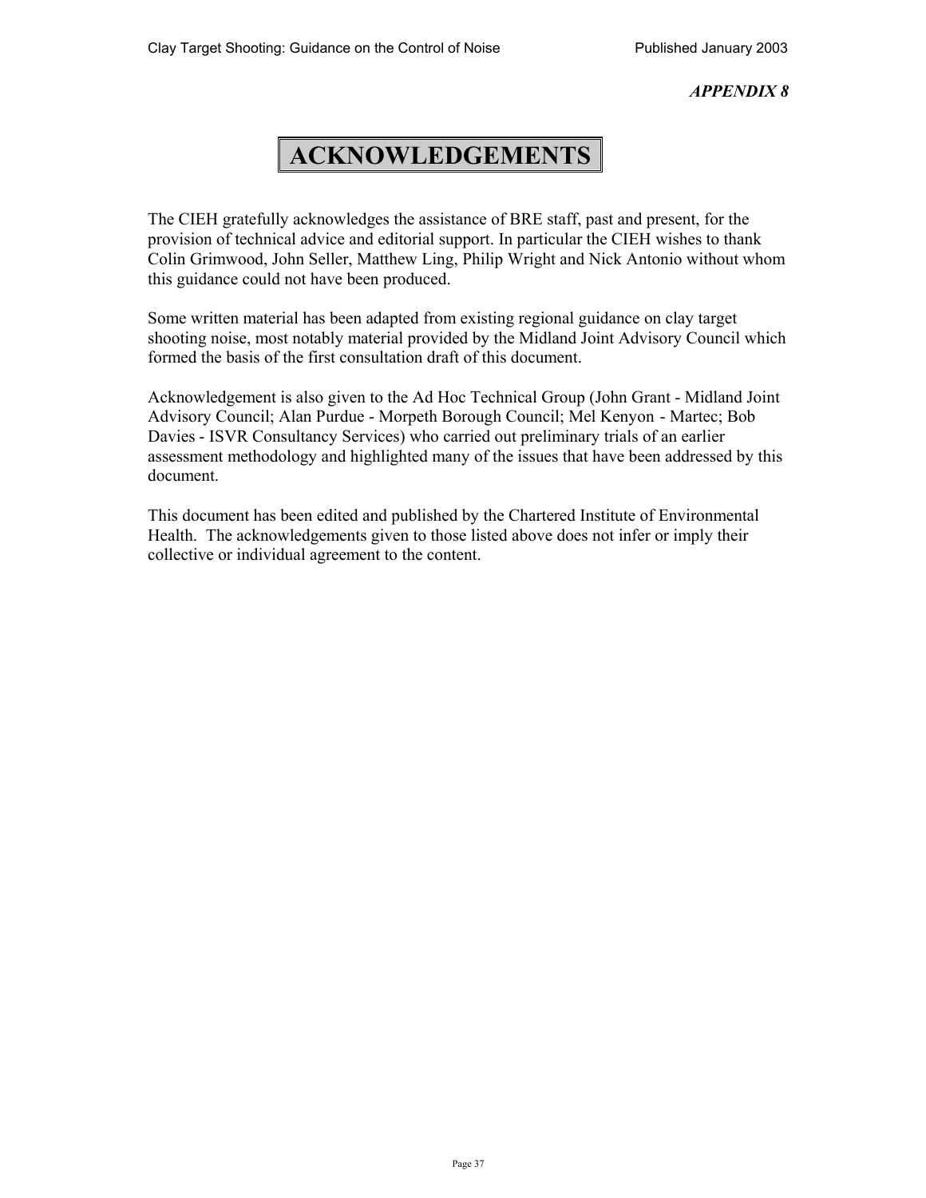*APPENDIX 8*

# ACKNOWLEDGEMENTS

The CIEH gratefully acknowledges the assistance of BRE staff, past and present, for the provision of technical advice and editorial support. In particular the CIEH wishes to thank Colin Grimwood, John Seller, Matthew Ling, Philip Wright and Nick Antonio without whom this guidance could not have been produced.

Some written material has been adapted from existing regional guidance on clay target shooting noise, most notably material provided by the Midland Joint Advisory Council which formed the basis of the first consultation draft of this document.

Acknowledgement is also given to the Ad Hoc Technical Group (John Grant - Midland Joint Advisory Council; Alan Purdue - Morpeth Borough Council; Mel Kenyon - Martec; Bob Davies - ISVR Consultancy Services) who carried out preliminary trials of an earlier assessment methodology and highlighted many of the issues that have been addressed by this document.

This document has been edited and published by the Chartered Institute of Environmental Health. The acknowledgements given to those listed above does not infer or imply their collective or individual agreement to the content.